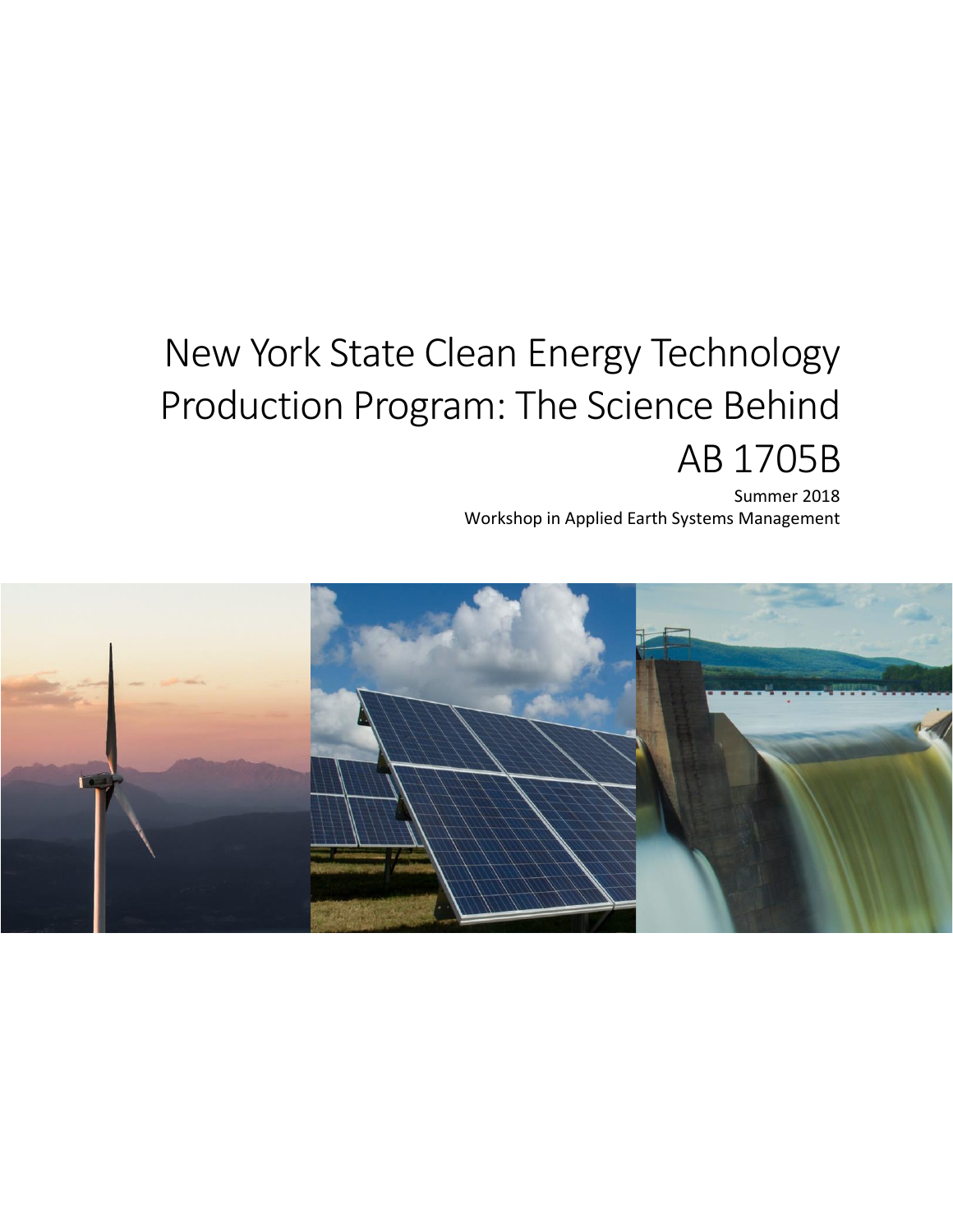# New York State Clean Energy Technology Production Program: The Science Behind AB 1705B

Summer 2018

Workshop in Applied Earth Systems Management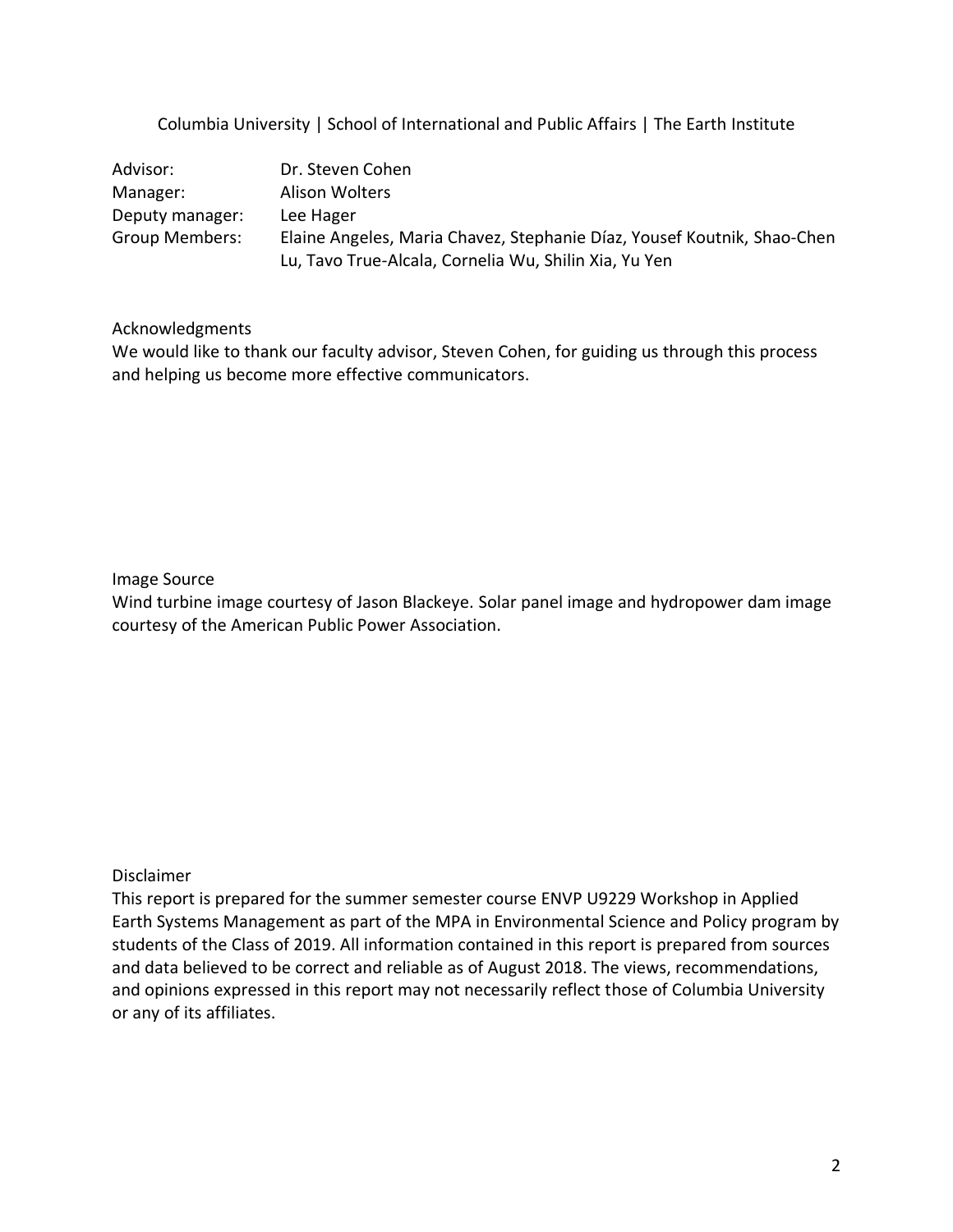Columbia University | School of International and Public Affairs | The Earth Institute

| | |
|---|---|
| Advisor: | Dr. Steven Cohen |
| Manager: | Alison Wolters |
| Deputy manager: | Lee Hager |
| Group Members: | Elaine Angeles, Maria Chavez, Stephanie Díaz, Yousef Koutnik, Shao-Chen Lu, Tavo True-Alcala, Cornelia Wu, Shilin Xia, Yu Yen |

## Acknowledgments

We would like to thank our faculty advisor, Steven Cohen, for guiding us through this process and helping us become more effective communicators.

## Image Source

Wind turbine image courtesy of Jason Blackeye. Solar panel image and hydropower dam image courtesy of the American Public Power Association.

## Disclaimer

This report is prepared for the summer semester course ENVP U9229 Workshop in Applied Earth Systems Management as part of the MPA in Environmental Science and Policy program by students of the Class of 2019. All information contained in this report is prepared from sources and data believed to be correct and reliable as of August 2018. The views, recommendations, and opinions expressed in this report may not necessarily reflect those of Columbia University or any of its affiliates.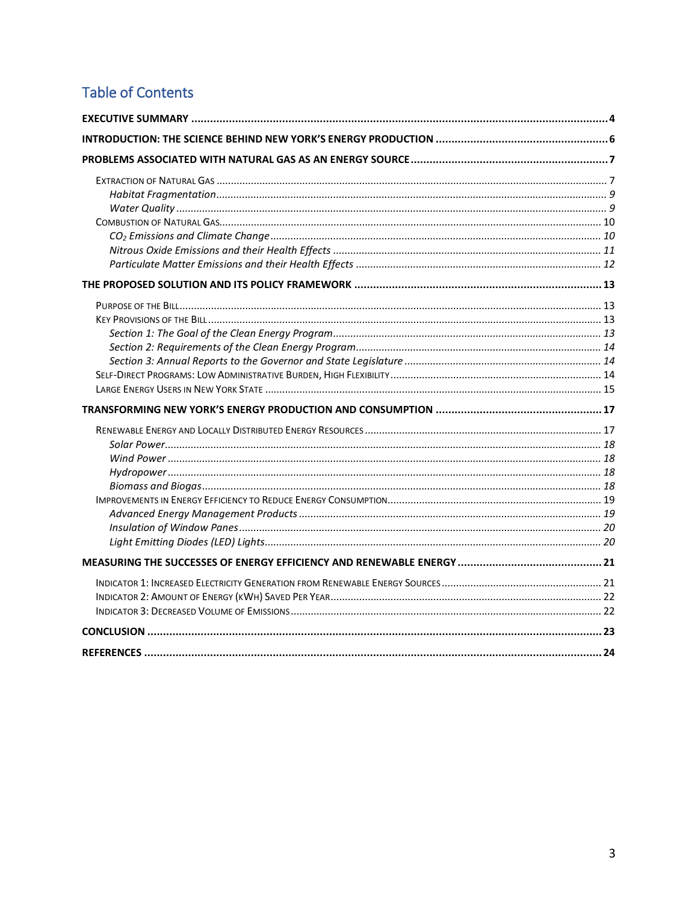## Table of Contents

**EXECUTIVE SUMMARY** .......... **4**

**INTRODUCTION: THE SCIENCE BEHIND NEW YORK'S ENERGY PRODUCTION** .......... **6**

**PROBLEMS ASSOCIATED WITH NATURAL GAS AS AN ENERGY SOURCE** .......... **7**

- EXTRACTION OF NATURAL GAS .......... 7
  - *Habitat Fragmentation* .......... *9*
  - *Water Quality* .......... *9*
- COMBUSTION OF NATURAL GAS .......... 10
  - *$CO_2$ Emissions and Climate Change* .......... *10*
  - *Nitrous Oxide Emissions and their Health Effects* .......... *11*
  - *Particulate Matter Emissions and their Health Effects* .......... *12*

**THE PROPOSED SOLUTION AND ITS POLICY FRAMEWORK** .......... **13**

- PURPOSE OF THE BILL .......... 13
- KEY PROVISIONS OF THE BILL .......... 13
  - *Section 1: The Goal of the Clean Energy Program* .......... *13*
  - *Section 2: Requirements of the Clean Energy Program* .......... *14*
  - *Section 3: Annual Reports to the Governor and State Legislature* .......... *14*
- SELF-DIRECT PROGRAMS: LOW ADMINISTRATIVE BURDEN, HIGH FLEXIBILITY .......... 14
- LARGE ENERGY USERS IN NEW YORK STATE .......... 15

**TRANSFORMING NEW YORK'S ENERGY PRODUCTION AND CONSUMPTION** .......... **17**

- RENEWABLE ENERGY AND LOCALLY DISTRIBUTED ENERGY RESOURCES .......... 17
  - *Solar Power* .......... *18*
  - *Wind Power* .......... *18*
  - *Hydropower* .......... *18*
  - *Biomass and Biogas* .......... *18*
- IMPROVEMENTS IN ENERGY EFFICIENCY TO REDUCE ENERGY CONSUMPTION .......... 19
  - *Advanced Energy Management Products* .......... *19*
  - *Insulation of Window Panes* .......... *20*
  - *Light Emitting Diodes (LED) Lights* .......... *20*

**MEASURING THE SUCCESSES OF ENERGY EFFICIENCY AND RENEWABLE ENERGY** .......... **21**

- INDICATOR 1: INCREASED ELECTRICITY GENERATION FROM RENEWABLE ENERGY SOURCES .......... 21
- INDICATOR 2: AMOUNT OF ENERGY (KWH) SAVED PER YEAR .......... 22
- INDICATOR 3: DECREASED VOLUME OF EMISSIONS .......... 22

**CONCLUSION** .......... **23**

**REFERENCES** .......... **24**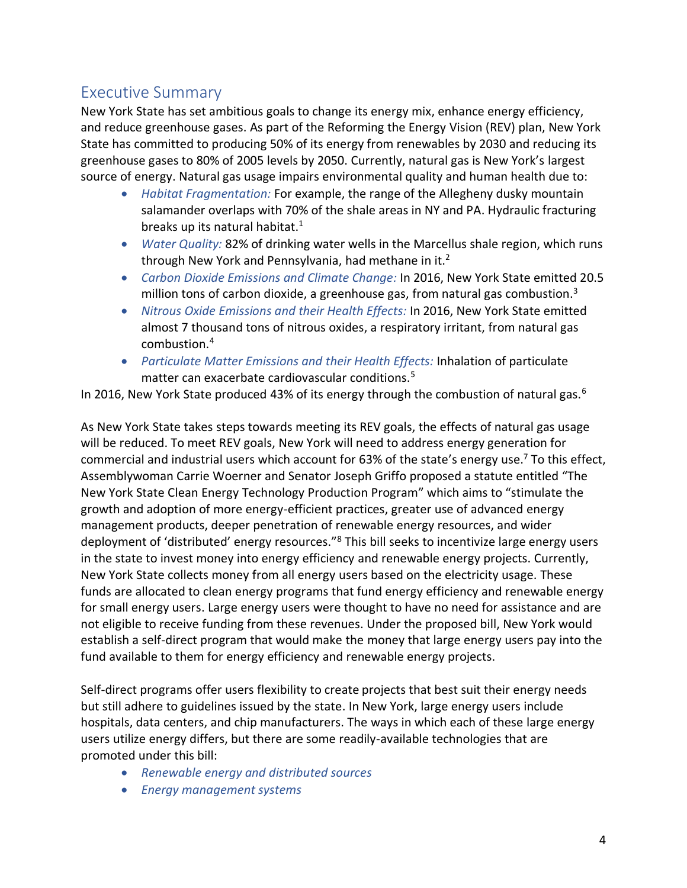## Executive Summary

New York State has set ambitious goals to change its energy mix, enhance energy efficiency, and reduce greenhouse gases. As part of the Reforming the Energy Vision (REV) plan, New York State has committed to producing 50% of its energy from renewables by 2030 and reducing its greenhouse gases to 80% of 2005 levels by 2050. Currently, natural gas is New York's largest source of energy. Natural gas usage impairs environmental quality and human health due to:

- *Habitat Fragmentation:* For example, the range of the Allegheny dusky mountain salamander overlaps with 70% of the shale areas in NY and PA. Hydraulic fracturing breaks up its natural habitat.[1]
- *Water Quality:* 82% of drinking water wells in the Marcellus shale region, which runs through New York and Pennsylvania, had methane in it.[2]
- *Carbon Dioxide Emissions and Climate Change:* In 2016, New York State emitted 20.5 million tons of carbon dioxide, a greenhouse gas, from natural gas combustion.[3]
- *Nitrous Oxide Emissions and their Health Effects:* In 2016, New York State emitted almost 7 thousand tons of nitrous oxides, a respiratory irritant, from natural gas combustion.[4]
- *Particulate Matter Emissions and their Health Effects:* Inhalation of particulate matter can exacerbate cardiovascular conditions.[5]

In 2016, New York State produced 43% of its energy through the combustion of natural gas.[6]

As New York State takes steps towards meeting its REV goals, the effects of natural gas usage will be reduced. To meet REV goals, New York will need to address energy generation for commercial and industrial users which account for 63% of the state's energy use.[7] To this effect, Assemblywoman Carrie Woerner and Senator Joseph Griffo proposed a statute entitled "The New York State Clean Energy Technology Production Program" which aims to "stimulate the growth and adoption of more energy-efficient practices, greater use of advanced energy management products, deeper penetration of renewable energy resources, and wider deployment of 'distributed' energy resources."[8] This bill seeks to incentivize large energy users in the state to invest money into energy efficiency and renewable energy projects. Currently, New York State collects money from all energy users based on the electricity usage. These funds are allocated to clean energy programs that fund energy efficiency and renewable energy for small energy users. Large energy users were thought to have no need for assistance and are not eligible to receive funding from these revenues. Under the proposed bill, New York would establish a self-direct program that would make the money that large energy users pay into the fund available to them for energy efficiency and renewable energy projects.

Self-direct programs offer users flexibility to create projects that best suit their energy needs but still adhere to guidelines issued by the state. In New York, large energy users include hospitals, data centers, and chip manufacturers. The ways in which each of these large energy users utilize energy differs, but there are some readily-available technologies that are promoted under this bill:

- *Renewable energy and distributed sources*
- *Energy management systems*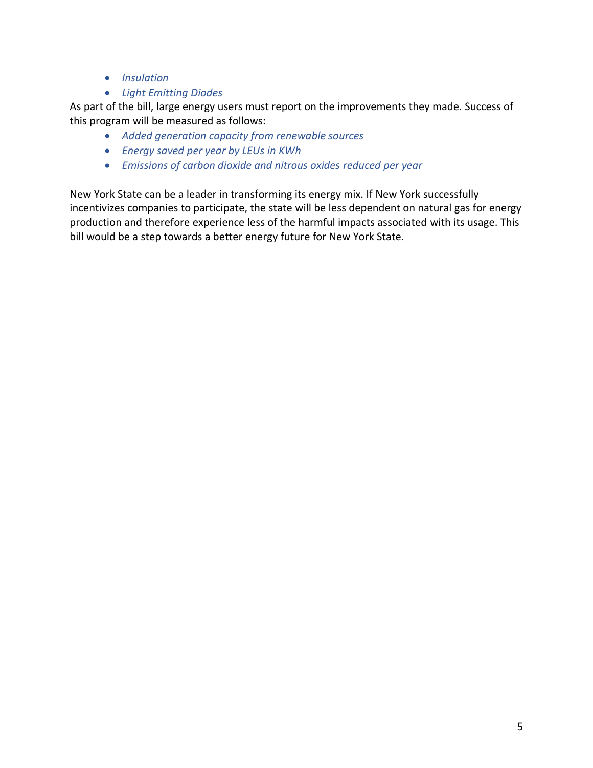- *Insulation*
- *Light Emitting Diodes*

As part of the bill, large energy users must report on the improvements they made. Success of this program will be measured as follows:

- *Added generation capacity from renewable sources*
- *Energy saved per year by LEUs in KWh*
- *Emissions of carbon dioxide and nitrous oxides reduced per year*

New York State can be a leader in transforming its energy mix. If New York successfully incentivizes companies to participate, the state will be less dependent on natural gas for energy production and therefore experience less of the harmful impacts associated with its usage. This bill would be a step towards a better energy future for New York State.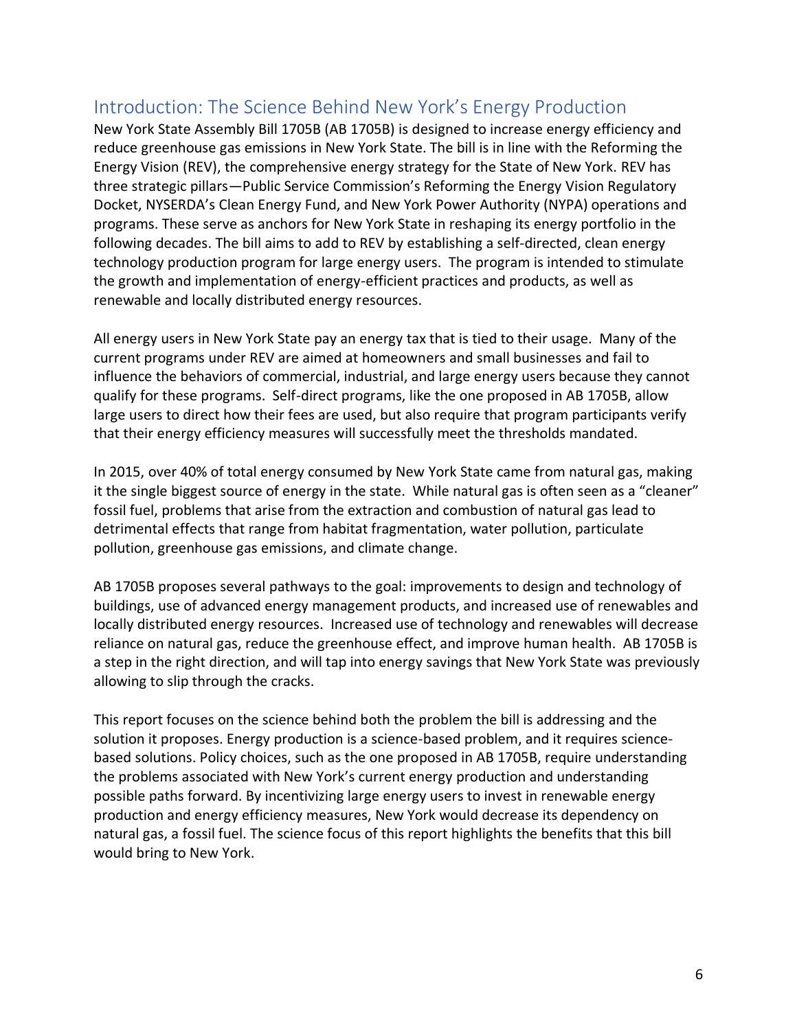## Introduction: The Science Behind New York's Energy Production

New York State Assembly Bill 1705B (AB 1705B) is designed to increase energy efficiency and reduce greenhouse gas emissions in New York State. The bill is in line with the Reforming the Energy Vision (REV), the comprehensive energy strategy for the State of New York. REV has three strategic pillars—Public Service Commission's Reforming the Energy Vision Regulatory Docket, NYSERDA's Clean Energy Fund, and New York Power Authority (NYPA) operations and programs. These serve as anchors for New York State in reshaping its energy portfolio in the following decades. The bill aims to add to REV by establishing a self-directed, clean energy technology production program for large energy users. The program is intended to stimulate the growth and implementation of energy-efficient practices and products, as well as renewable and locally distributed energy resources.

All energy users in New York State pay an energy tax that is tied to their usage. Many of the current programs under REV are aimed at homeowners and small businesses and fail to influence the behaviors of commercial, industrial, and large energy users because they cannot qualify for these programs. Self-direct programs, like the one proposed in AB 1705B, allow large users to direct how their fees are used, but also require that program participants verify that their energy efficiency measures will successfully meet the thresholds mandated.

In 2015, over 40% of total energy consumed by New York State came from natural gas, making it the single biggest source of energy in the state. While natural gas is often seen as a "cleaner" fossil fuel, problems that arise from the extraction and combustion of natural gas lead to detrimental effects that range from habitat fragmentation, water pollution, particulate pollution, greenhouse gas emissions, and climate change.

AB 1705B proposes several pathways to the goal: improvements to design and technology of buildings, use of advanced energy management products, and increased use of renewables and locally distributed energy resources. Increased use of technology and renewables will decrease reliance on natural gas, reduce the greenhouse effect, and improve human health. AB 1705B is a step in the right direction, and will tap into energy savings that New York State was previously allowing to slip through the cracks.

This report focuses on the science behind both the problem the bill is addressing and the solution it proposes. Energy production is a science-based problem, and it requires science-based solutions. Policy choices, such as the one proposed in AB 1705B, require understanding the problems associated with New York's current energy production and understanding possible paths forward. By incentivizing large energy users to invest in renewable energy production and energy efficiency measures, New York would decrease its dependency on natural gas, a fossil fuel. The science focus of this report highlights the benefits that this bill would bring to New York.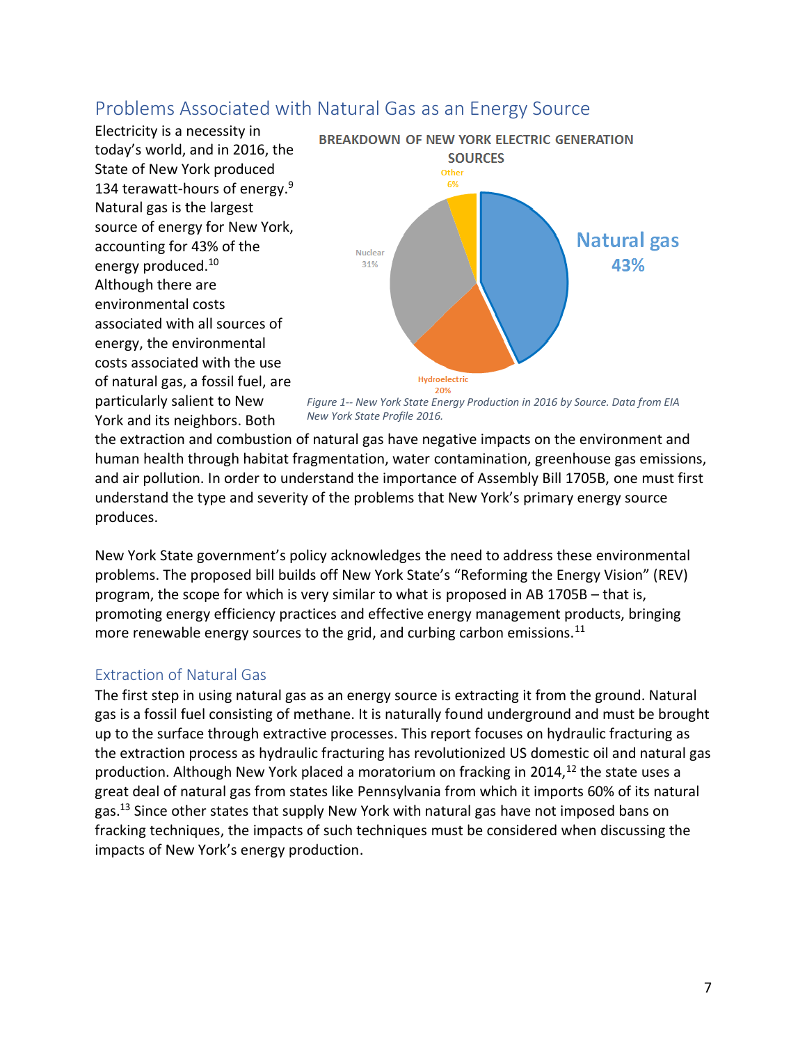## Problems Associated with Natural Gas as an Energy Source

Electricity is a necessity in today's world, and in 2016, the State of New York produced 134 terawatt-hours of energy.[9] Natural gas is the largest source of energy for New York, accounting for 43% of the energy produced.[10] Although there are environmental costs associated with all sources of energy, the environmental costs associated with the use of natural gas, a fossil fuel, are particularly salient to New York and its neighbors. Both the extraction and combustion of natural gas have negative impacts on the environment and human health through habitat fragmentation, water contamination, greenhouse gas emissions, and air pollution. In order to understand the importance of Assembly Bill 1705B, one must first understand the type and severity of the problems that New York's primary energy source produces.

**BREAKDOWN OF NEW YORK ELECTRIC GENERATION SOURCES**

| Source | Share |
|---|---|
| Natural gas | 43% |
| Nuclear | 31% |
| Hydroelectric | 20% |
| Other | 6% |

*Figure 1-- New York State Energy Production in 2016 by Source. Data from EIA New York State Profile 2016.*

New York State government's policy acknowledges the need to address these environmental problems. The proposed bill builds off New York State's "Reforming the Energy Vision" (REV) program, the scope for which is very similar to what is proposed in AB 1705B – that is, promoting energy efficiency practices and effective energy management products, bringing more renewable energy sources to the grid, and curbing carbon emissions.[11]

### Extraction of Natural Gas

The first step in using natural gas as an energy source is extracting it from the ground. Natural gas is a fossil fuel consisting of methane. It is naturally found underground and must be brought up to the surface through extractive processes. This report focuses on hydraulic fracturing as the extraction process as hydraulic fracturing has revolutionized US domestic oil and natural gas production. Although New York placed a moratorium on fracking in 2014,[12] the state uses a great deal of natural gas from states like Pennsylvania from which it imports 60% of its natural gas.[13] Since other states that supply New York with natural gas have not imposed bans on fracking techniques, the impacts of such techniques must be considered when discussing the impacts of New York's energy production.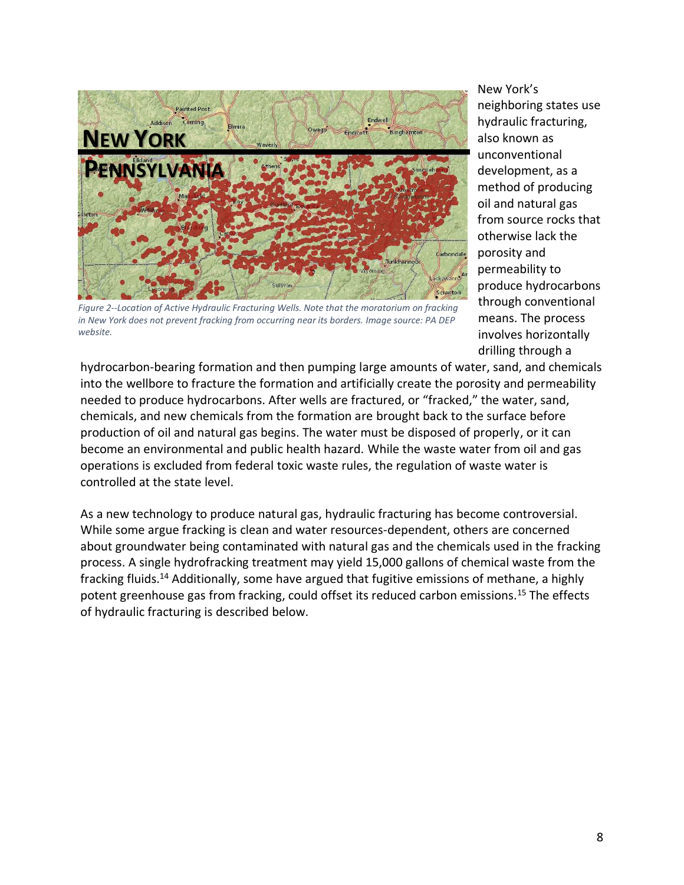*Figure 2--Location of Active Hydraulic Fracturing Wells. Note that the moratorium on fracking in New York does not prevent fracking from occurring near its borders. Image source: PA DEP website.*

New York's neighboring states use hydraulic fracturing, also known as unconventional development, as a method of producing oil and natural gas from source rocks that otherwise lack the porosity and permeability to produce hydrocarbons through conventional means. The process involves horizontally drilling through a hydrocarbon-bearing formation and then pumping large amounts of water, sand, and chemicals into the wellbore to fracture the formation and artificially create the porosity and permeability needed to produce hydrocarbons. After wells are fractured, or "fracked," the water, sand, chemicals, and new chemicals from the formation are brought back to the surface before production of oil and natural gas begins. The water must be disposed of properly, or it can become an environmental and public health hazard. While the waste water from oil and gas operations is excluded from federal toxic waste rules, the regulation of waste water is controlled at the state level.

As a new technology to produce natural gas, hydraulic fracturing has become controversial. While some argue fracking is clean and water resources-dependent, others are concerned about groundwater being contaminated with natural gas and the chemicals used in the fracking process. A single hydrofracking treatment may yield 15,000 gallons of chemical waste from the fracking fluids.[14] Additionally, some have argued that fugitive emissions of methane, a highly potent greenhouse gas from fracking, could offset its reduced carbon emissions.[15] The effects of hydraulic fracturing is described below.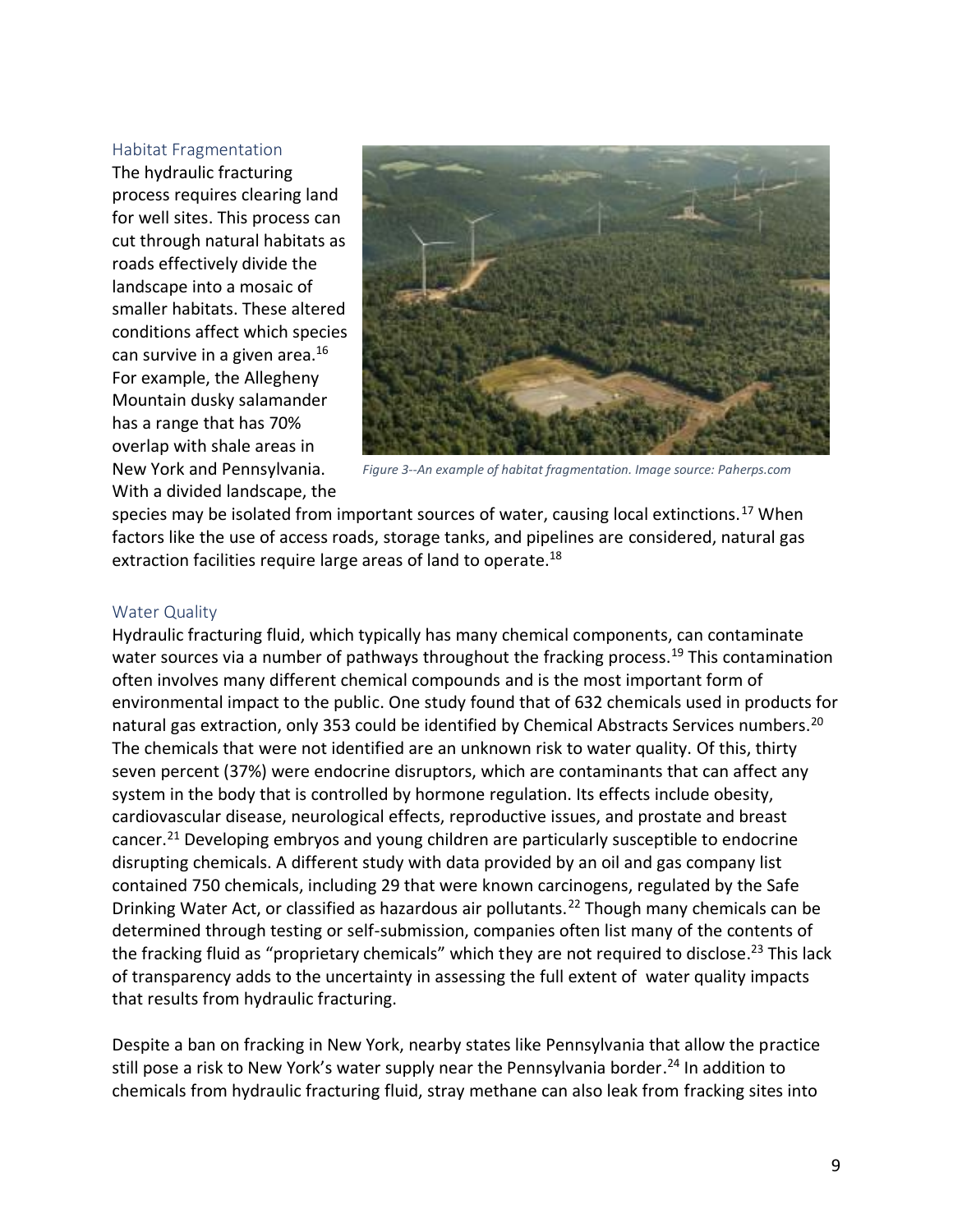### Habitat Fragmentation

The hydraulic fracturing process requires clearing land for well sites. This process can cut through natural habitats as roads effectively divide the landscape into a mosaic of smaller habitats. These altered conditions affect which species can survive in a given area.[16] For example, the Allegheny Mountain dusky salamander has a range that has 70% overlap with shale areas in New York and Pennsylvania. With a divided landscape, the species may be isolated from important sources of water, causing local extinctions.[17] When factors like the use of access roads, storage tanks, and pipelines are considered, natural gas extraction facilities require large areas of land to operate.[18]

*Figure 3--An example of habitat fragmentation. Image source: Paherps.com*

### Water Quality

Hydraulic fracturing fluid, which typically has many chemical components, can contaminate water sources via a number of pathways throughout the fracking process.[19] This contamination often involves many different chemical compounds and is the most important form of environmental impact to the public. One study found that of 632 chemicals used in products for natural gas extraction, only 353 could be identified by Chemical Abstracts Services numbers.[20] The chemicals that were not identified are an unknown risk to water quality. Of this, thirty seven percent (37%) were endocrine disruptors, which are contaminants that can affect any system in the body that is controlled by hormone regulation. Its effects include obesity, cardiovascular disease, neurological effects, reproductive issues, and prostate and breast cancer.[21] Developing embryos and young children are particularly susceptible to endocrine disrupting chemicals. A different study with data provided by an oil and gas company list contained 750 chemicals, including 29 that were known carcinogens, regulated by the Safe Drinking Water Act, or classified as hazardous air pollutants.[22] Though many chemicals can be determined through testing or self-submission, companies often list many of the contents of the fracking fluid as "proprietary chemicals" which they are not required to disclose.[23] This lack of transparency adds to the uncertainty in assessing the full extent of water quality impacts that results from hydraulic fracturing.

Despite a ban on fracking in New York, nearby states like Pennsylvania that allow the practice still pose a risk to New York's water supply near the Pennsylvania border.[24] In addition to chemicals from hydraulic fracturing fluid, stray methane can also leak from fracking sites into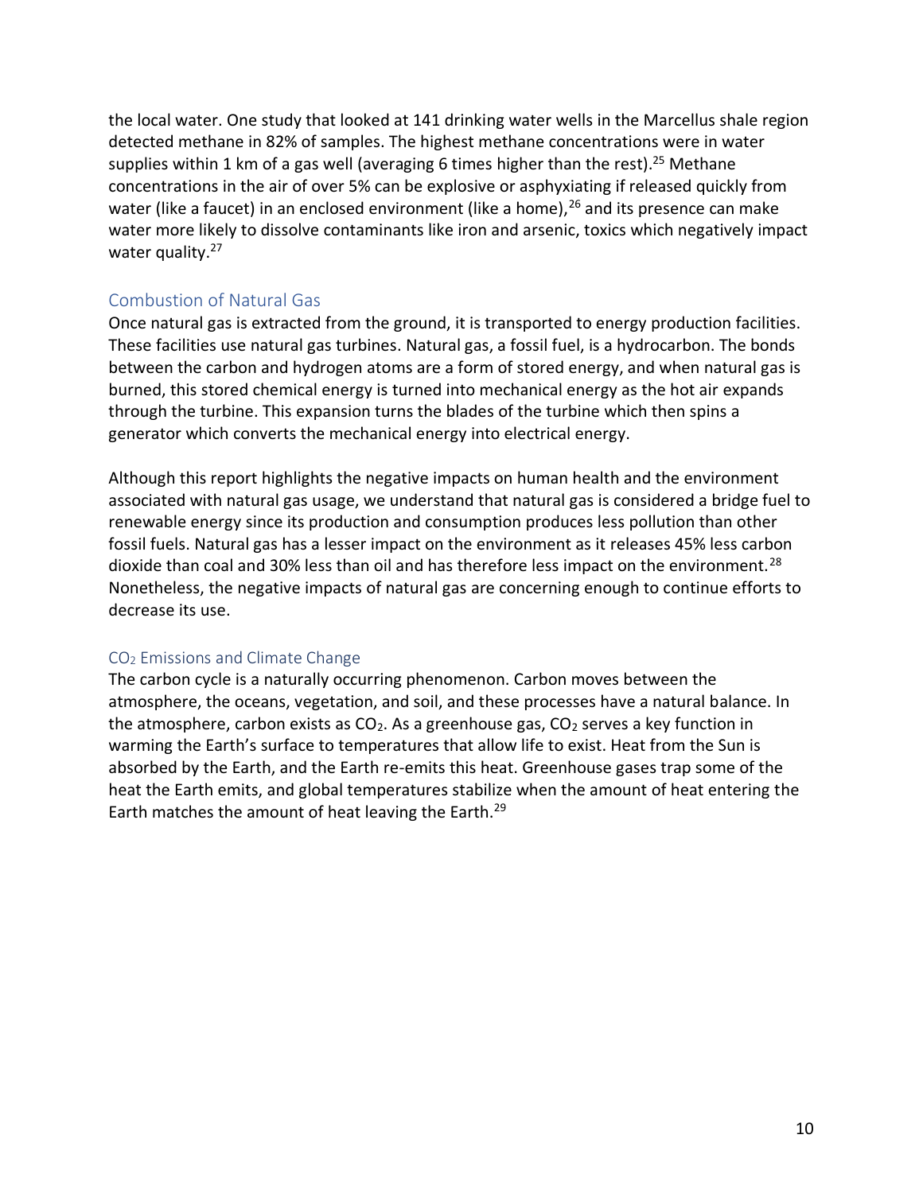the local water. One study that looked at 141 drinking water wells in the Marcellus shale region detected methane in 82% of samples. The highest methane concentrations were in water supplies within 1 km of a gas well (averaging 6 times higher than the rest).[25] Methane concentrations in the air of over 5% can be explosive or asphyxiating if released quickly from water (like a faucet) in an enclosed environment (like a home),[26] and its presence can make water more likely to dissolve contaminants like iron and arsenic, toxics which negatively impact water quality.[27]

## Combustion of Natural Gas

Once natural gas is extracted from the ground, it is transported to energy production facilities. These facilities use natural gas turbines. Natural gas, a fossil fuel, is a hydrocarbon. The bonds between the carbon and hydrogen atoms are a form of stored energy, and when natural gas is burned, this stored chemical energy is turned into mechanical energy as the hot air expands through the turbine. This expansion turns the blades of the turbine which then spins a generator which converts the mechanical energy into electrical energy.

Although this report highlights the negative impacts on human health and the environment associated with natural gas usage, we understand that natural gas is considered a bridge fuel to renewable energy since its production and consumption produces less pollution than other fossil fuels. Natural gas has a lesser impact on the environment as it releases 45% less carbon dioxide than coal and 30% less than oil and has therefore less impact on the environment.[28] Nonetheless, the negative impacts of natural gas are concerning enough to continue efforts to decrease its use.

### $CO_2$ Emissions and Climate Change

The carbon cycle is a naturally occurring phenomenon. Carbon moves between the atmosphere, the oceans, vegetation, and soil, and these processes have a natural balance. In the atmosphere, carbon exists as $CO_2$. As a greenhouse gas, $CO_2$ serves a key function in warming the Earth's surface to temperatures that allow life to exist. Heat from the Sun is absorbed by the Earth, and the Earth re-emits this heat. Greenhouse gases trap some of the heat the Earth emits, and global temperatures stabilize when the amount of heat entering the Earth matches the amount of heat leaving the Earth.[29]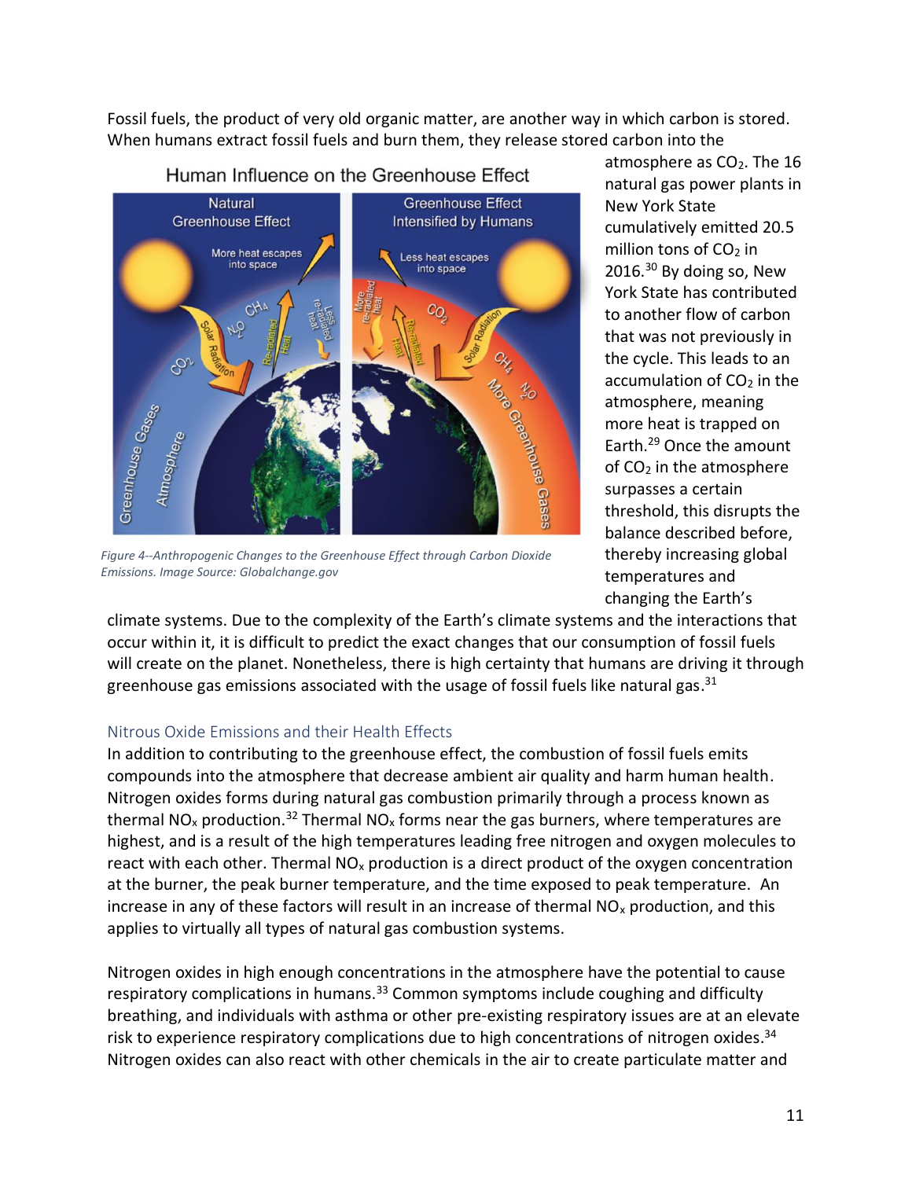Fossil fuels, the product of very old organic matter, are another way in which carbon is stored. When humans extract fossil fuels and burn them, they release stored carbon into the atmosphere as $CO_2$. The 16 natural gas power plants in New York State cumulatively emitted 20.5 million tons of $CO_2$ in 2016.[30] By doing so, New York State has contributed to another flow of carbon that was not previously in the cycle. This leads to an accumulation of $CO_2$ in the atmosphere, meaning more heat is trapped on Earth.[29] Once the amount of $CO_2$ in the atmosphere surpasses a certain threshold, this disrupts the balance described before, thereby increasing global temperatures and changing the Earth's climate systems. Due to the complexity of the Earth's climate systems and the interactions that occur within it, it is difficult to predict the exact changes that our consumption of fossil fuels will create on the planet. Nonetheless, there is high certainty that humans are driving it through greenhouse gas emissions associated with the usage of fossil fuels like natural gas.[31]

*Figure 4--Anthropogenic Changes to the Greenhouse Effect through Carbon Dioxide Emissions. Image Source: Globalchange.gov*

## Nitrous Oxide Emissions and their Health Effects

In addition to contributing to the greenhouse effect, the combustion of fossil fuels emits compounds into the atmosphere that decrease ambient air quality and harm human health. Nitrogen oxides forms during natural gas combustion primarily through a process known as thermal $NO_x$ production.[32] Thermal $NO_x$ forms near the gas burners, where temperatures are highest, and is a result of the high temperatures leading free nitrogen and oxygen molecules to react with each other. Thermal $NO_x$ production is a direct product of the oxygen concentration at the burner, the peak burner temperature, and the time exposed to peak temperature. An increase in any of these factors will result in an increase of thermal $NO_x$ production, and this applies to virtually all types of natural gas combustion systems.

Nitrogen oxides in high enough concentrations in the atmosphere have the potential to cause respiratory complications in humans.[33] Common symptoms include coughing and difficulty breathing, and individuals with asthma or other pre-existing respiratory issues are at an elevate risk to experience respiratory complications due to high concentrations of nitrogen oxides.[34] Nitrogen oxides can also react with other chemicals in the air to create particulate matter and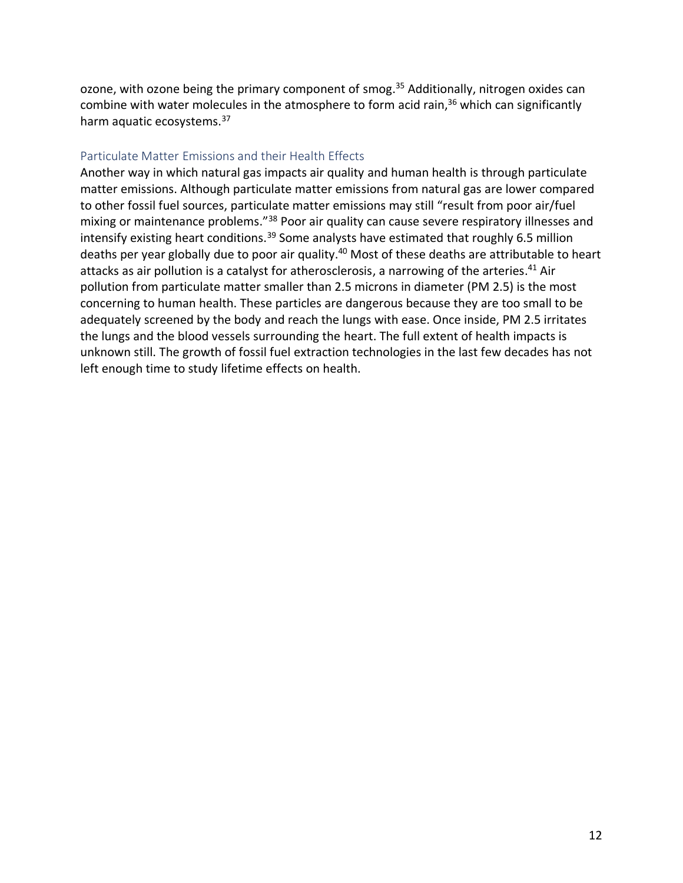ozone, with ozone being the primary component of smog.[35] Additionally, nitrogen oxides can combine with water molecules in the atmosphere to form acid rain,[36] which can significantly harm aquatic ecosystems.[37]

### Particulate Matter Emissions and their Health Effects

Another way in which natural gas impacts air quality and human health is through particulate matter emissions. Although particulate matter emissions from natural gas are lower compared to other fossil fuel sources, particulate matter emissions may still "result from poor air/fuel mixing or maintenance problems."[38] Poor air quality can cause severe respiratory illnesses and intensify existing heart conditions.[39] Some analysts have estimated that roughly 6.5 million deaths per year globally due to poor air quality.[40] Most of these deaths are attributable to heart attacks as air pollution is a catalyst for atherosclerosis, a narrowing of the arteries.[41] Air pollution from particulate matter smaller than 2.5 microns in diameter (PM 2.5) is the most concerning to human health. These particles are dangerous because they are too small to be adequately screened by the body and reach the lungs with ease. Once inside, PM 2.5 irritates the lungs and the blood vessels surrounding the heart. The full extent of health impacts is unknown still. The growth of fossil fuel extraction technologies in the last few decades has not left enough time to study lifetime effects on health.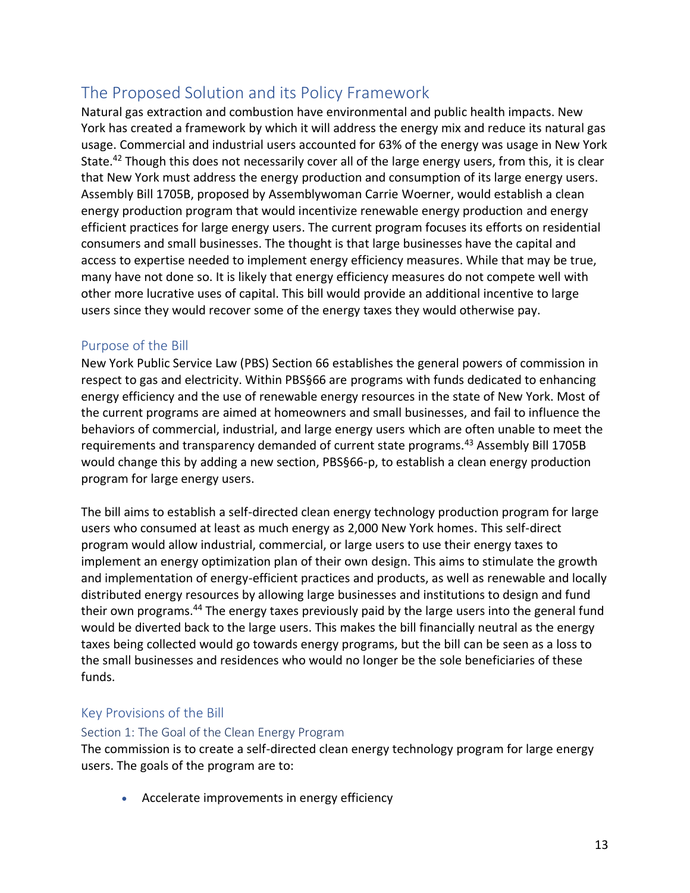## The Proposed Solution and its Policy Framework

Natural gas extraction and combustion have environmental and public health impacts. New York has created a framework by which it will address the energy mix and reduce its natural gas usage. Commercial and industrial users accounted for 63% of the energy was usage in New York State.[42] Though this does not necessarily cover all of the large energy users, from this, it is clear that New York must address the energy production and consumption of its large energy users. Assembly Bill 1705B, proposed by Assemblywoman Carrie Woerner, would establish a clean energy production program that would incentivize renewable energy production and energy efficient practices for large energy users. The current program focuses its efforts on residential consumers and small businesses. The thought is that large businesses have the capital and access to expertise needed to implement energy efficiency measures. While that may be true, many have not done so. It is likely that energy efficiency measures do not compete well with other more lucrative uses of capital. This bill would provide an additional incentive to large users since they would recover some of the energy taxes they would otherwise pay.

### Purpose of the Bill

New York Public Service Law (PBS) Section 66 establishes the general powers of commission in respect to gas and electricity. Within PBS§66 are programs with funds dedicated to enhancing energy efficiency and the use of renewable energy resources in the state of New York. Most of the current programs are aimed at homeowners and small businesses, and fail to influence the behaviors of commercial, industrial, and large energy users which are often unable to meet the requirements and transparency demanded of current state programs.[43] Assembly Bill 1705B would change this by adding a new section, PBS§66-p, to establish a clean energy production program for large energy users.

The bill aims to establish a self-directed clean energy technology production program for large users who consumed at least as much energy as 2,000 New York homes. This self-direct program would allow industrial, commercial, or large users to use their energy taxes to implement an energy optimization plan of their own design. This aims to stimulate the growth and implementation of energy-efficient practices and products, as well as renewable and locally distributed energy resources by allowing large businesses and institutions to design and fund their own programs.[44] The energy taxes previously paid by the large users into the general fund would be diverted back to the large users. This makes the bill financially neutral as the energy taxes being collected would go towards energy programs, but the bill can be seen as a loss to the small businesses and residences who would no longer be the sole beneficiaries of these funds.

### Key Provisions of the Bill

#### Section 1: The Goal of the Clean Energy Program

The commission is to create a self-directed clean energy technology program for large energy users. The goals of the program are to:

- Accelerate improvements in energy efficiency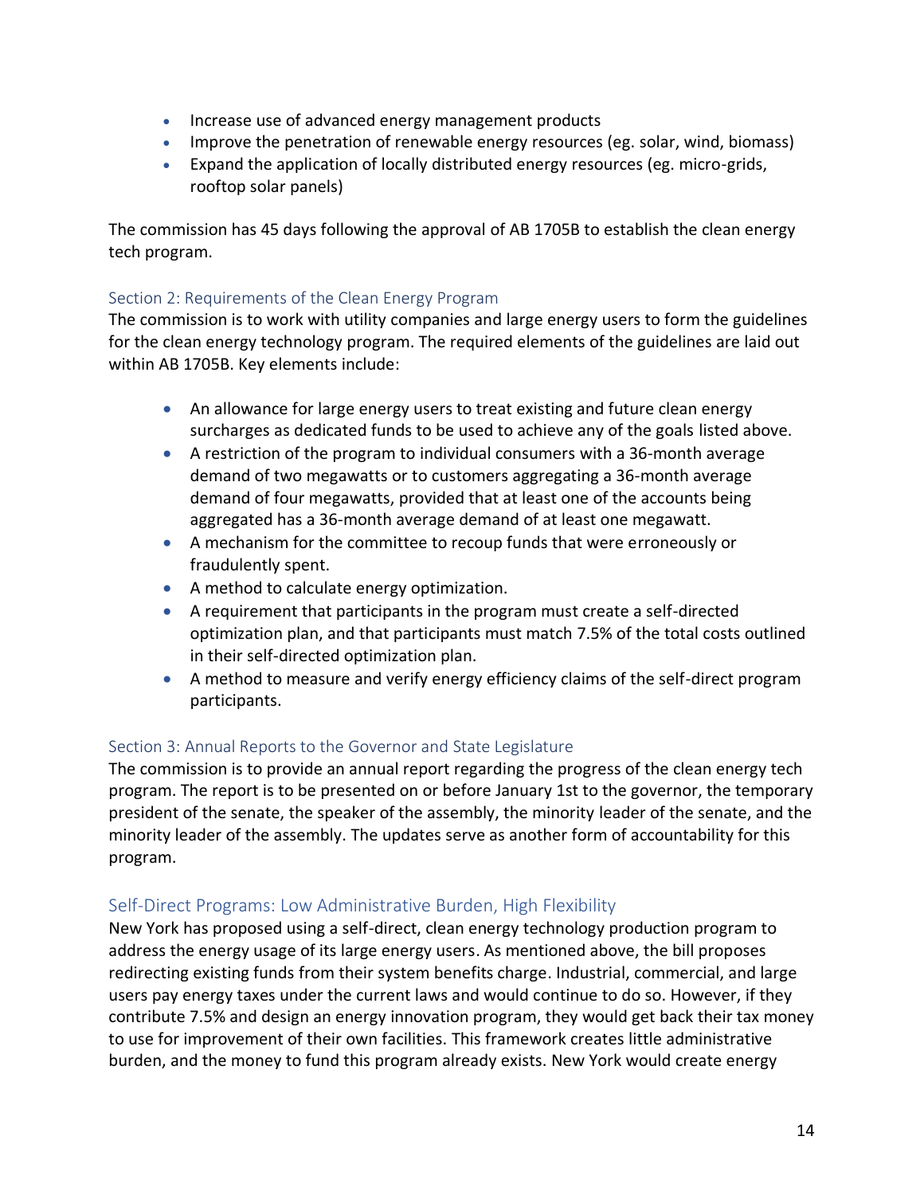- Increase use of advanced energy management products
- Improve the penetration of renewable energy resources (eg. solar, wind, biomass)
- Expand the application of locally distributed energy resources (eg. micro-grids, rooftop solar panels)

The commission has 45 days following the approval of AB 1705B to establish the clean energy tech program.

### Section 2: Requirements of the Clean Energy Program

The commission is to work with utility companies and large energy users to form the guidelines for the clean energy technology program. The required elements of the guidelines are laid out within AB 1705B. Key elements include:

- An allowance for large energy users to treat existing and future clean energy surcharges as dedicated funds to be used to achieve any of the goals listed above.
- A restriction of the program to individual consumers with a 36-month average demand of two megawatts or to customers aggregating a 36-month average demand of four megawatts, provided that at least one of the accounts being aggregated has a 36-month average demand of at least one megawatt.
- A mechanism for the committee to recoup funds that were erroneously or fraudulently spent.
- A method to calculate energy optimization.
- A requirement that participants in the program must create a self-directed optimization plan, and that participants must match 7.5% of the total costs outlined in their self-directed optimization plan.
- A method to measure and verify energy efficiency claims of the self-direct program participants.

### Section 3: Annual Reports to the Governor and State Legislature

The commission is to provide an annual report regarding the progress of the clean energy tech program. The report is to be presented on or before January 1st to the governor, the temporary president of the senate, the speaker of the assembly, the minority leader of the senate, and the minority leader of the assembly. The updates serve as another form of accountability for this program.

## Self-Direct Programs: Low Administrative Burden, High Flexibility

New York has proposed using a self-direct, clean energy technology production program to address the energy usage of its large energy users. As mentioned above, the bill proposes redirecting existing funds from their system benefits charge. Industrial, commercial, and large users pay energy taxes under the current laws and would continue to do so. However, if they contribute 7.5% and design an energy innovation program, they would get back their tax money to use for improvement of their own facilities. This framework creates little administrative burden, and the money to fund this program already exists. New York would create energy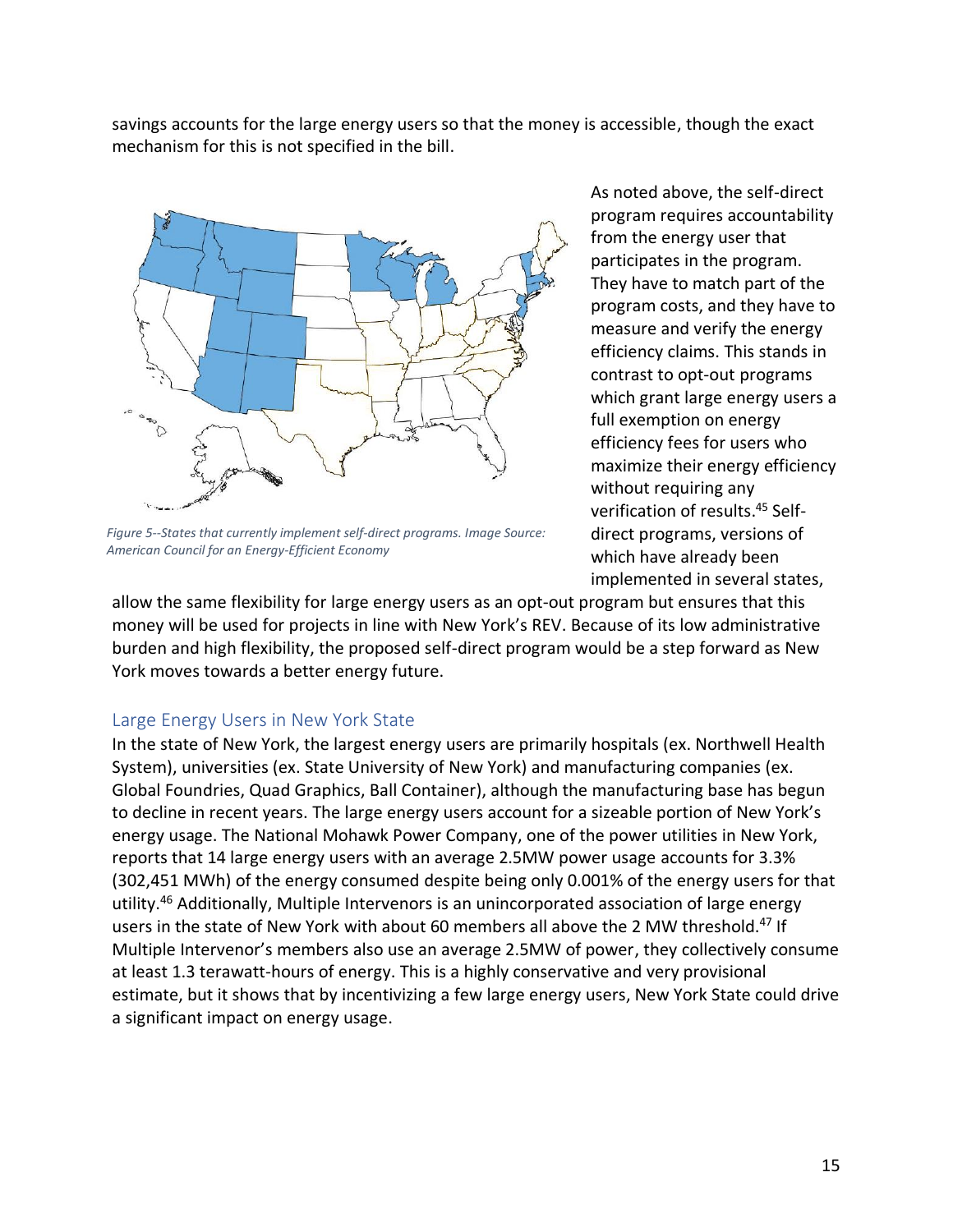savings accounts for the large energy users so that the money is accessible, though the exact mechanism for this is not specified in the bill.

*Figure 5--States that currently implement self-direct programs. Image Source: American Council for an Energy-Efficient Economy*

As noted above, the self-direct program requires accountability from the energy user that participates in the program. They have to match part of the program costs, and they have to measure and verify the energy efficiency claims. This stands in contrast to opt-out programs which grant large energy users a full exemption on energy efficiency fees for users who maximize their energy efficiency without requiring any verification of results.[45] Self-direct programs, versions of which have already been implemented in several states, allow the same flexibility for large energy users as an opt-out program but ensures that this money will be used for projects in line with New York's REV. Because of its low administrative burden and high flexibility, the proposed self-direct program would be a step forward as New York moves towards a better energy future.

## Large Energy Users in New York State

In the state of New York, the largest energy users are primarily hospitals (ex. Northwell Health System), universities (ex. State University of New York) and manufacturing companies (ex. Global Foundries, Quad Graphics, Ball Container), although the manufacturing base has begun to decline in recent years. The large energy users account for a sizeable portion of New York's energy usage. The National Mohawk Power Company, one of the power utilities in New York, reports that 14 large energy users with an average 2.5MW power usage accounts for 3.3% (302,451 MWh) of the energy consumed despite being only 0.001% of the energy users for that utility.[46] Additionally, Multiple Intervenors is an unincorporated association of large energy users in the state of New York with about 60 members all above the 2 MW threshold.[47] If Multiple Intervenor's members also use an average 2.5MW of power, they collectively consume at least 1.3 terawatt-hours of energy. This is a highly conservative and very provisional estimate, but it shows that by incentivizing a few large energy users, New York State could drive a significant impact on energy usage.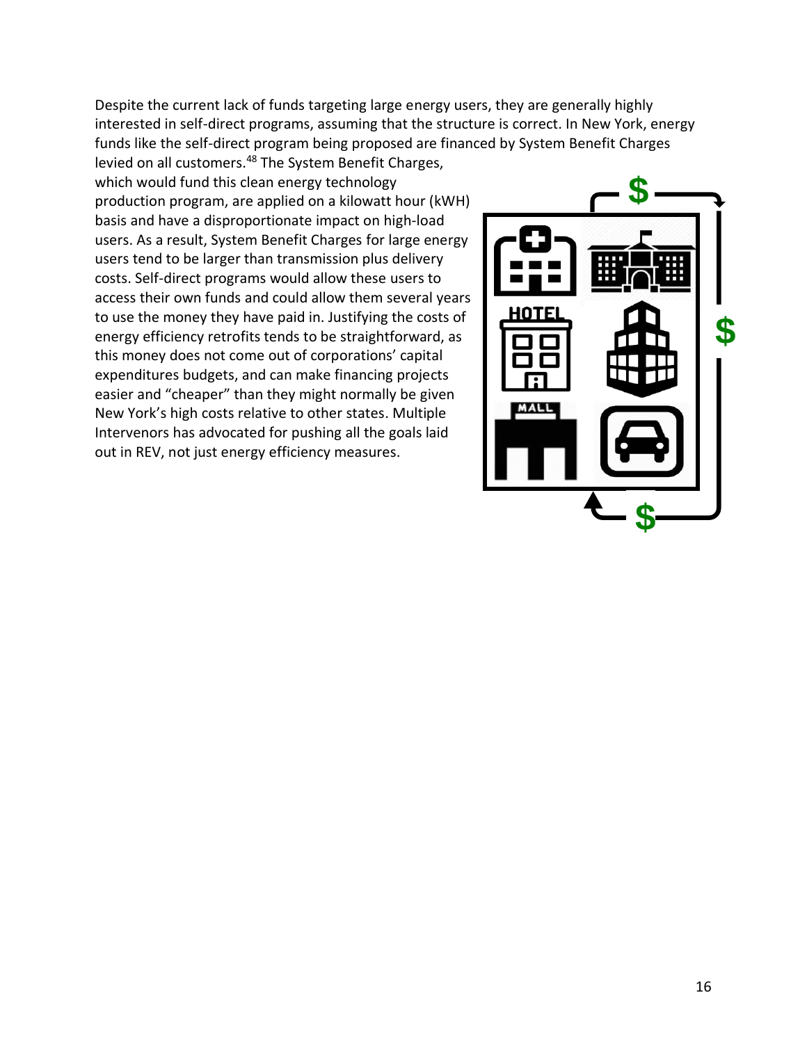Despite the current lack of funds targeting large energy users, they are generally highly interested in self-direct programs, assuming that the structure is correct. In New York, energy funds like the self-direct program being proposed are financed by System Benefit Charges levied on all customers.[48] The System Benefit Charges, which would fund this clean energy technology production program, are applied on a kilowatt hour (kWH) basis and have a disproportionate impact on high-load users. As a result, System Benefit Charges for large energy users tend to be larger than transmission plus delivery costs. Self-direct programs would allow these users to access their own funds and could allow them several years to use the money they have paid in. Justifying the costs of energy efficiency retrofits tends to be straightforward, as this money does not come out of corporations' capital expenditures budgets, and can make financing projects easier and "cheaper" than they might normally be given New York's high costs relative to other states. Multiple Intervenors has advocated for pushing all the goals laid out in REV, not just energy efficiency measures.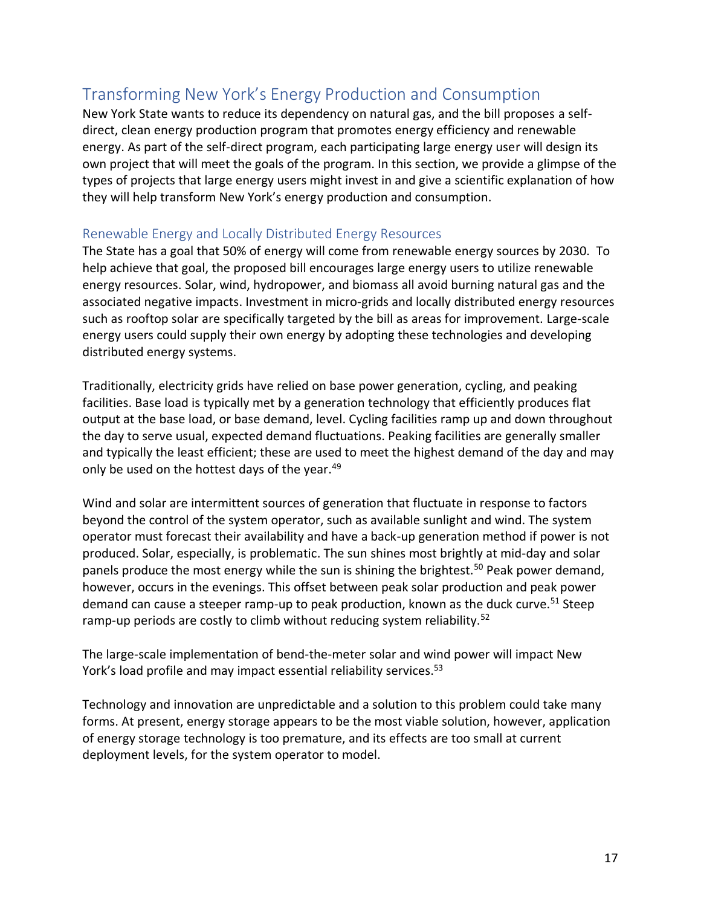## Transforming New York's Energy Production and Consumption

New York State wants to reduce its dependency on natural gas, and the bill proposes a self-direct, clean energy production program that promotes energy efficiency and renewable energy. As part of the self-direct program, each participating large energy user will design its own project that will meet the goals of the program. In this section, we provide a glimpse of the types of projects that large energy users might invest in and give a scientific explanation of how they will help transform New York's energy production and consumption.

### Renewable Energy and Locally Distributed Energy Resources

The State has a goal that 50% of energy will come from renewable energy sources by 2030. To help achieve that goal, the proposed bill encourages large energy users to utilize renewable energy resources. Solar, wind, hydropower, and biomass all avoid burning natural gas and the associated negative impacts. Investment in micro-grids and locally distributed energy resources such as rooftop solar are specifically targeted by the bill as areas for improvement. Large-scale energy users could supply their own energy by adopting these technologies and developing distributed energy systems.

Traditionally, electricity grids have relied on base power generation, cycling, and peaking facilities. Base load is typically met by a generation technology that efficiently produces flat output at the base load, or base demand, level. Cycling facilities ramp up and down throughout the day to serve usual, expected demand fluctuations. Peaking facilities are generally smaller and typically the least efficient; these are used to meet the highest demand of the day and may only be used on the hottest days of the year.[49]

Wind and solar are intermittent sources of generation that fluctuate in response to factors beyond the control of the system operator, such as available sunlight and wind. The system operator must forecast their availability and have a back-up generation method if power is not produced. Solar, especially, is problematic. The sun shines most brightly at mid-day and solar panels produce the most energy while the sun is shining the brightest.[50] Peak power demand, however, occurs in the evenings. This offset between peak solar production and peak power demand can cause a steeper ramp-up to peak production, known as the duck curve.[51] Steep ramp-up periods are costly to climb without reducing system reliability.[52]

The large-scale implementation of bend-the-meter solar and wind power will impact New York's load profile and may impact essential reliability services.[53]

Technology and innovation are unpredictable and a solution to this problem could take many forms. At present, energy storage appears to be the most viable solution, however, application of energy storage technology is too premature, and its effects are too small at current deployment levels, for the system operator to model.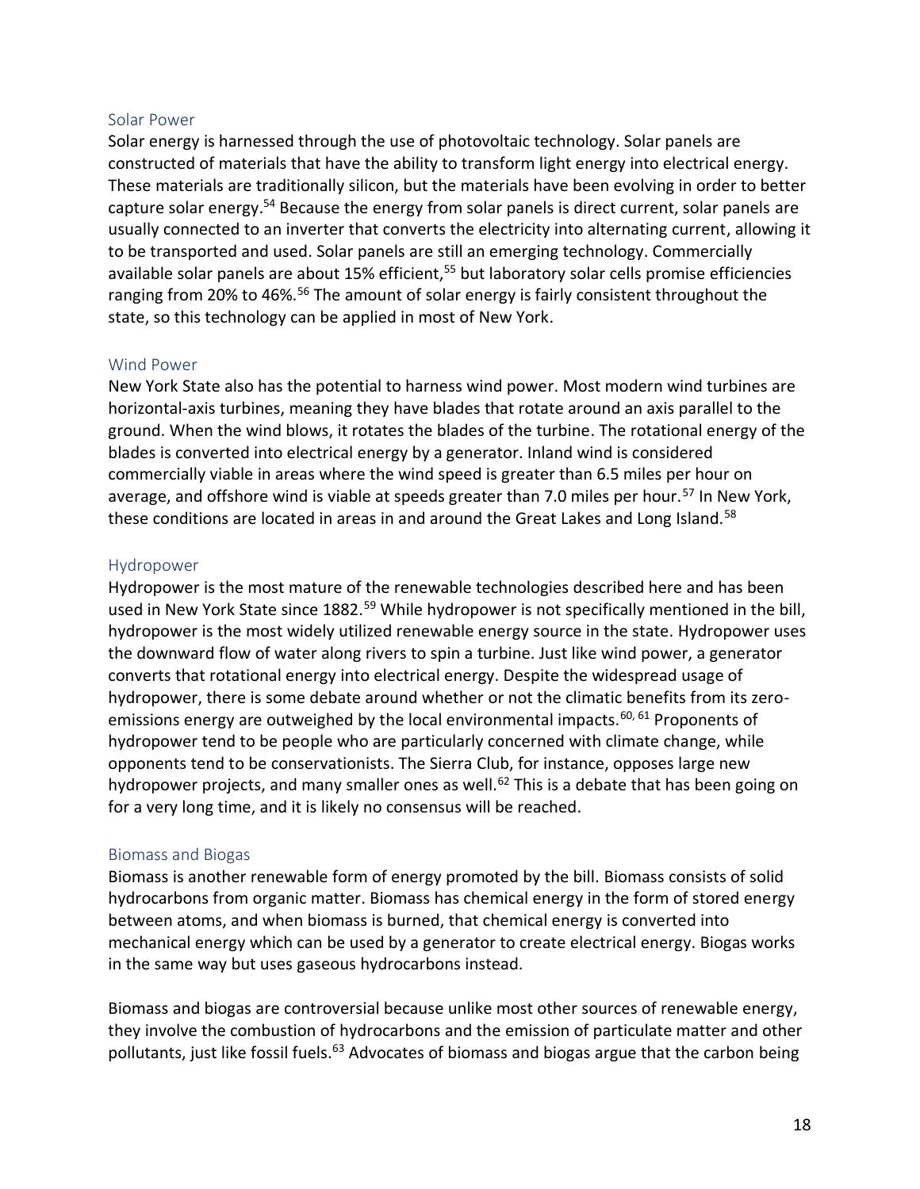## Solar Power

Solar energy is harnessed through the use of photovoltaic technology. Solar panels are constructed of materials that have the ability to transform light energy into electrical energy. These materials are traditionally silicon, but the materials have been evolving in order to better capture solar energy.[54] Because the energy from solar panels is direct current, solar panels are usually connected to an inverter that converts the electricity into alternating current, allowing it to be transported and used. Solar panels are still an emerging technology. Commercially available solar panels are about 15% efficient,[55] but laboratory solar cells promise efficiencies ranging from 20% to 46%.[56] The amount of solar energy is fairly consistent throughout the state, so this technology can be applied in most of New York.

## Wind Power

New York State also has the potential to harness wind power. Most modern wind turbines are horizontal-axis turbines, meaning they have blades that rotate around an axis parallel to the ground. When the wind blows, it rotates the blades of the turbine. The rotational energy of the blades is converted into electrical energy by a generator. Inland wind is considered commercially viable in areas where the wind speed is greater than 6.5 miles per hour on average, and offshore wind is viable at speeds greater than 7.0 miles per hour.[57] In New York, these conditions are located in areas in and around the Great Lakes and Long Island.[58]

## Hydropower

Hydropower is the most mature of the renewable technologies described here and has been used in New York State since 1882.[59] While hydropower is not specifically mentioned in the bill, hydropower is the most widely utilized renewable energy source in the state. Hydropower uses the downward flow of water along rivers to spin a turbine. Just like wind power, a generator converts that rotational energy into electrical energy. Despite the widespread usage of hydropower, there is some debate around whether or not the climatic benefits from its zero-emissions energy are outweighed by the local environmental impacts.[60, 61] Proponents of hydropower tend to be people who are particularly concerned with climate change, while opponents tend to be conservationists. The Sierra Club, for instance, opposes large new hydropower projects, and many smaller ones as well.[62] This is a debate that has been going on for a very long time, and it is likely no consensus will be reached.

## Biomass and Biogas

Biomass is another renewable form of energy promoted by the bill. Biomass consists of solid hydrocarbons from organic matter. Biomass has chemical energy in the form of stored energy between atoms, and when biomass is burned, that chemical energy is converted into mechanical energy which can be used by a generator to create electrical energy. Biogas works in the same way but uses gaseous hydrocarbons instead.

Biomass and biogas are controversial because unlike most other sources of renewable energy, they involve the combustion of hydrocarbons and the emission of particulate matter and other pollutants, just like fossil fuels.[63] Advocates of biomass and biogas argue that the carbon being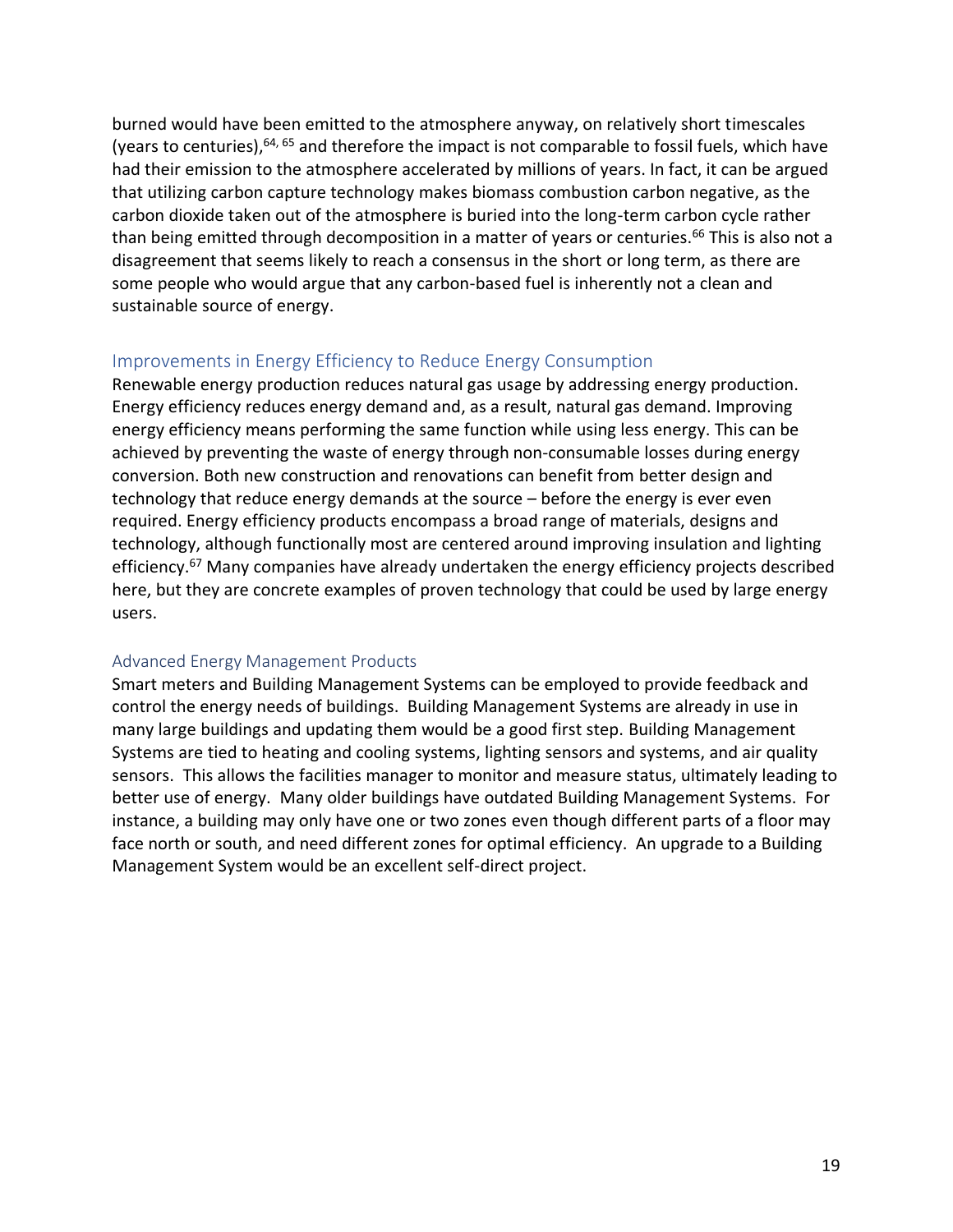burned would have been emitted to the atmosphere anyway, on relatively short timescales (years to centuries),[64, 65] and therefore the impact is not comparable to fossil fuels, which have had their emission to the atmosphere accelerated by millions of years. In fact, it can be argued that utilizing carbon capture technology makes biomass combustion carbon negative, as the carbon dioxide taken out of the atmosphere is buried into the long-term carbon cycle rather than being emitted through decomposition in a matter of years or centuries.[66] This is also not a disagreement that seems likely to reach a consensus in the short or long term, as there are some people who would argue that any carbon-based fuel is inherently not a clean and sustainable source of energy.

## Improvements in Energy Efficiency to Reduce Energy Consumption

Renewable energy production reduces natural gas usage by addressing energy production. Energy efficiency reduces energy demand and, as a result, natural gas demand. Improving energy efficiency means performing the same function while using less energy. This can be achieved by preventing the waste of energy through non-consumable losses during energy conversion. Both new construction and renovations can benefit from better design and technology that reduce energy demands at the source – before the energy is ever even required. Energy efficiency products encompass a broad range of materials, designs and technology, although functionally most are centered around improving insulation and lighting efficiency.[67] Many companies have already undertaken the energy efficiency projects described here, but they are concrete examples of proven technology that could be used by large energy users.

### Advanced Energy Management Products

Smart meters and Building Management Systems can be employed to provide feedback and control the energy needs of buildings. Building Management Systems are already in use in many large buildings and updating them would be a good first step. Building Management Systems are tied to heating and cooling systems, lighting sensors and systems, and air quality sensors. This allows the facilities manager to monitor and measure status, ultimately leading to better use of energy. Many older buildings have outdated Building Management Systems. For instance, a building may only have one or two zones even though different parts of a floor may face north or south, and need different zones for optimal efficiency. An upgrade to a Building Management System would be an excellent self-direct project.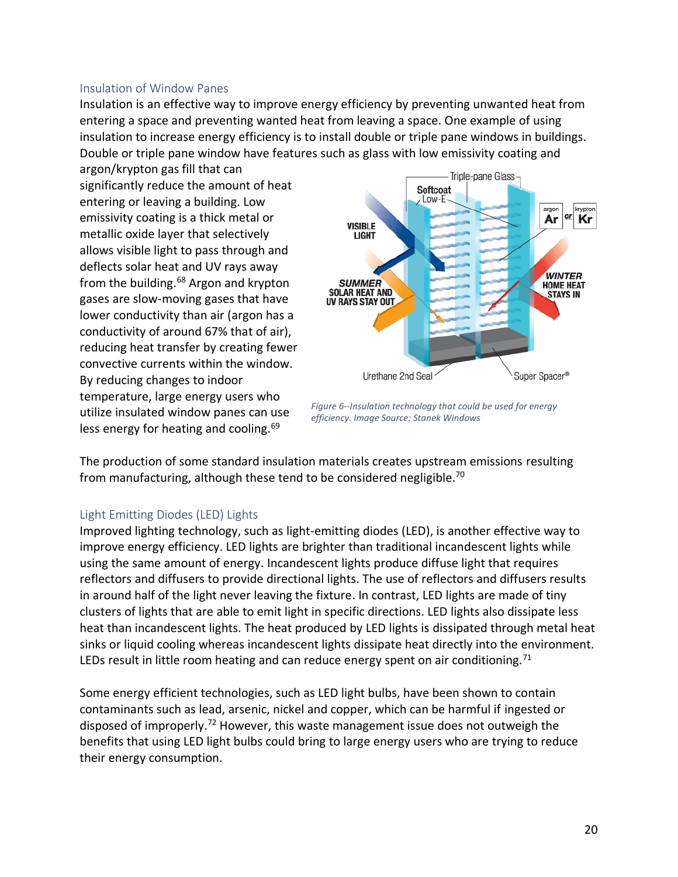### Insulation of Window Panes

Insulation is an effective way to improve energy efficiency by preventing unwanted heat from entering a space and preventing wanted heat from leaving a space. One example of using insulation to increase energy efficiency is to install double or triple pane windows in buildings. Double or triple pane window have features such as glass with low emissivity coating and argon/krypton gas fill that can significantly reduce the amount of heat entering or leaving a building. Low emissivity coating is a thick metal or metallic oxide layer that selectively allows visible light to pass through and deflects solar heat and UV rays away from the building.[68] Argon and krypton gases are slow-moving gases that have lower conductivity than air (argon has a conductivity of around 67% that of air), reducing heat transfer by creating fewer convective currents within the window. By reducing changes to indoor temperature, large energy users who utilize insulated window panes can use less energy for heating and cooling.[69]

*Figure 6--Insulation technology that could be used for energy efficiency. Image Source: Stanek Windows*

The production of some standard insulation materials creates upstream emissions resulting from manufacturing, although these tend to be considered negligible.[70]

### Light Emitting Diodes (LED) Lights

Improved lighting technology, such as light-emitting diodes (LED), is another effective way to improve energy efficiency. LED lights are brighter than traditional incandescent lights while using the same amount of energy. Incandescent lights produce diffuse light that requires reflectors and diffusers to provide directional lights. The use of reflectors and diffusers results in around half of the light never leaving the fixture. In contrast, LED lights are made of tiny clusters of lights that are able to emit light in specific directions. LED lights also dissipate less heat than incandescent lights. The heat produced by LED lights is dissipated through metal heat sinks or liquid cooling whereas incandescent lights dissipate heat directly into the environment. LEDs result in little room heating and can reduce energy spent on air conditioning.[71]

Some energy efficient technologies, such as LED light bulbs, have been shown to contain contaminants such as lead, arsenic, nickel and copper, which can be harmful if ingested or disposed of improperly.[72] However, this waste management issue does not outweigh the benefits that using LED light bulbs could bring to large energy users who are trying to reduce their energy consumption.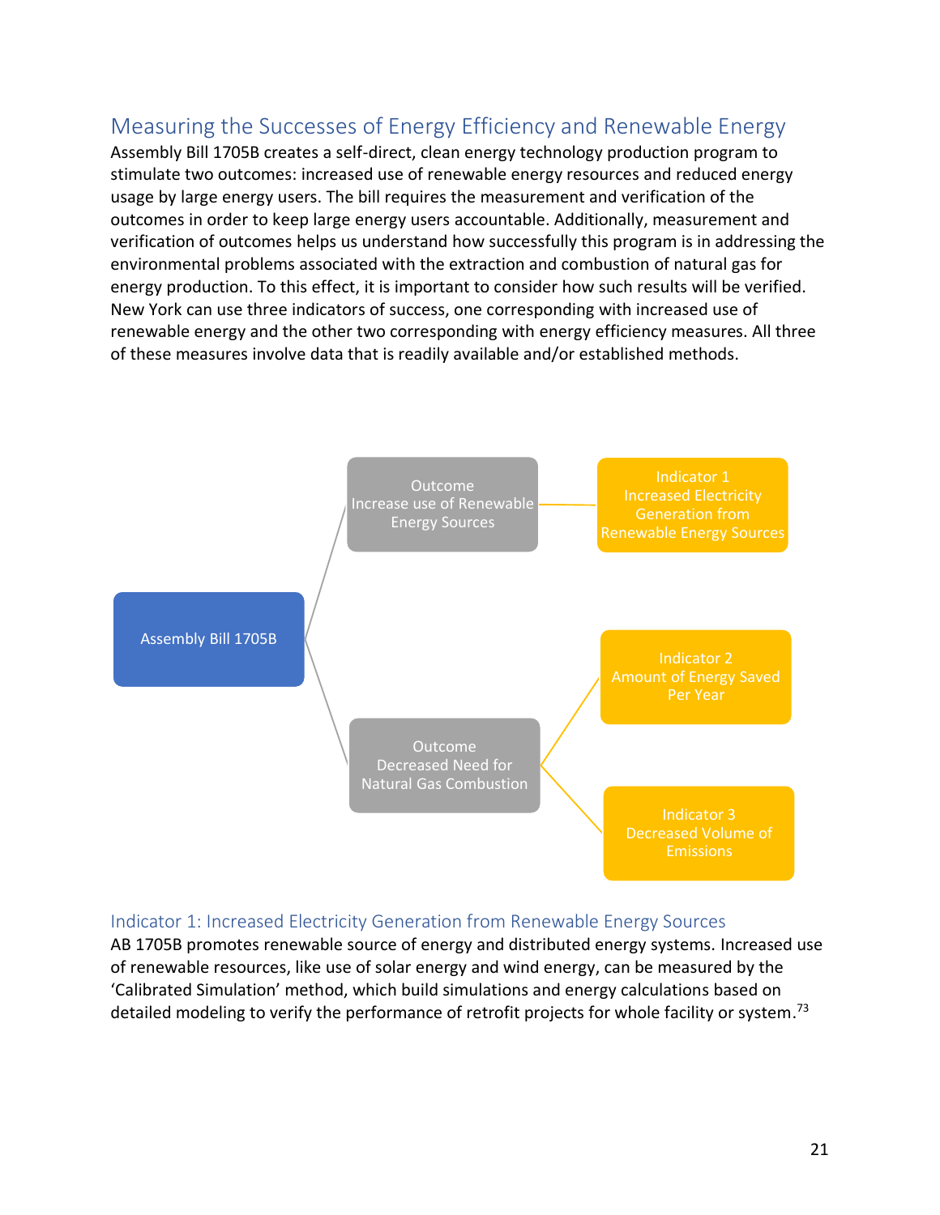## Measuring the Successes of Energy Efficiency and Renewable Energy

Assembly Bill 1705B creates a self-direct, clean energy technology production program to stimulate two outcomes: increased use of renewable energy resources and reduced energy usage by large energy users. The bill requires the measurement and verification of the outcomes in order to keep large energy users accountable. Additionally, measurement and verification of outcomes helps us understand how successfully this program is in addressing the environmental problems associated with the extraction and combustion of natural gas for energy production. To this effect, it is important to consider how such results will be verified. New York can use three indicators of success, one corresponding with increased use of renewable energy and the other two corresponding with energy efficiency measures. All three of these measures involve data that is readily available and/or established methods.

- Assembly Bill 1705B
  - Outcome: Increase use of Renewable Energy Sources
    - Indicator 1: Increased Electricity Generation from Renewable Energy Sources
  - Outcome: Decreased Need for Natural Gas Combustion
    - Indicator 2: Amount of Energy Saved Per Year
    - Indicator 3: Decreased Volume of Emissions

### Indicator 1: Increased Electricity Generation from Renewable Energy Sources

AB 1705B promotes renewable source of energy and distributed energy systems. Increased use of renewable resources, like use of solar energy and wind energy, can be measured by the 'Calibrated Simulation' method, which build simulations and energy calculations based on detailed modeling to verify the performance of retrofit projects for whole facility or system.[73]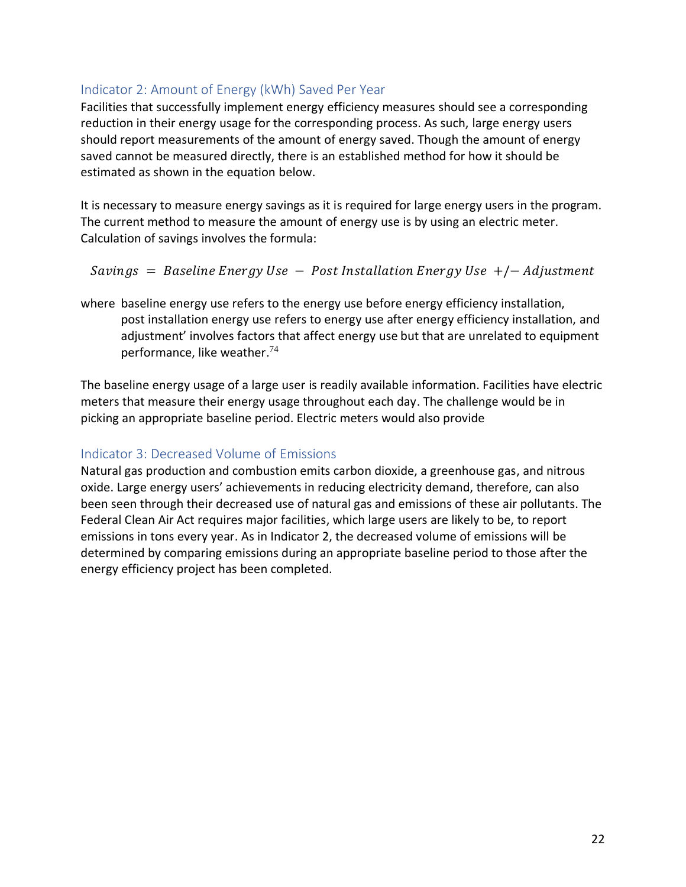### Indicator 2: Amount of Energy (kWh) Saved Per Year

Facilities that successfully implement energy efficiency measures should see a corresponding reduction in their energy usage for the corresponding process. As such, large energy users should report measurements of the amount of energy saved. Though the amount of energy saved cannot be measured directly, there is an established method for how it should be estimated as shown in the equation below.

It is necessary to measure energy savings as it is required for large energy users in the program. The current method to measure the amount of energy use is by using an electric meter. Calculation of savings involves the formula:

$$Savings = Baseline\ Energy\ Use - Post\ Installation\ Energy\ Use\ +/- \ Adjustment$$

where baseline energy use refers to the energy use before energy efficiency installation, post installation energy use refers to energy use after energy efficiency installation, and adjustment' involves factors that affect energy use but that are unrelated to equipment performance, like weather.[74]

The baseline energy usage of a large user is readily available information. Facilities have electric meters that measure their energy usage throughout each day. The challenge would be in picking an appropriate baseline period. Electric meters would also provide

### Indicator 3: Decreased Volume of Emissions

Natural gas production and combustion emits carbon dioxide, a greenhouse gas, and nitrous oxide. Large energy users' achievements in reducing electricity demand, therefore, can also been seen through their decreased use of natural gas and emissions of these air pollutants. The Federal Clean Air Act requires major facilities, which large users are likely to be, to report emissions in tons every year. As in Indicator 2, the decreased volume of emissions will be determined by comparing emissions during an appropriate baseline period to those after the energy efficiency project has been completed.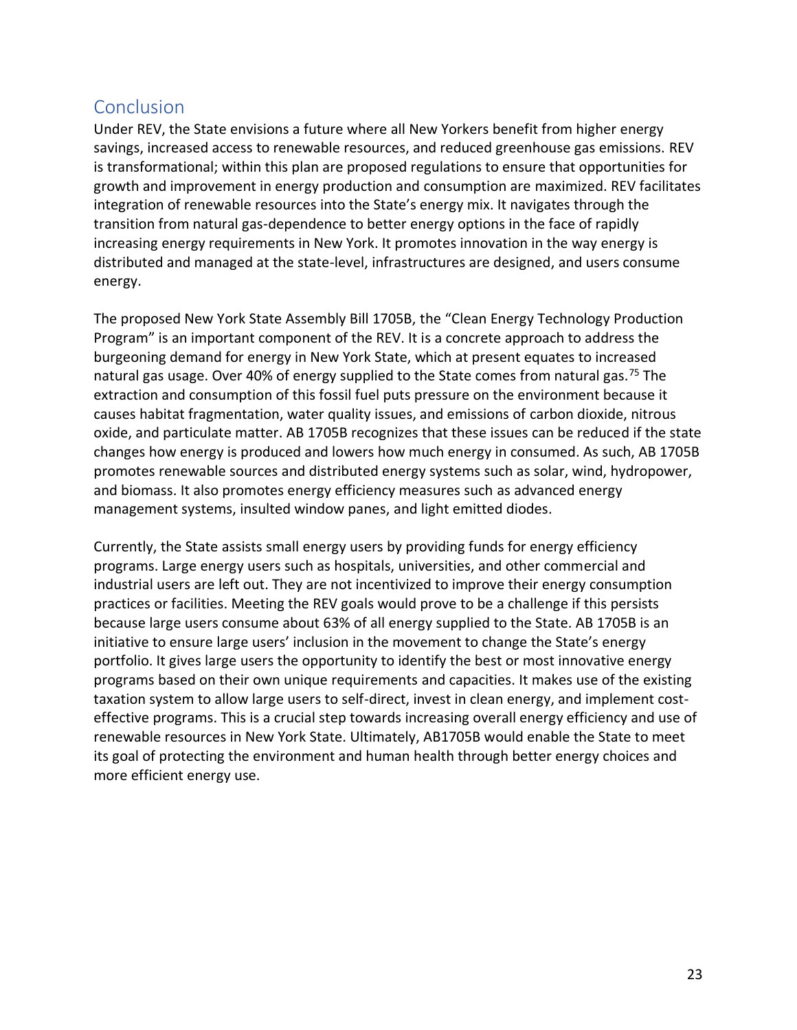## Conclusion

Under REV, the State envisions a future where all New Yorkers benefit from higher energy savings, increased access to renewable resources, and reduced greenhouse gas emissions. REV is transformational; within this plan are proposed regulations to ensure that opportunities for growth and improvement in energy production and consumption are maximized. REV facilitates integration of renewable resources into the State's energy mix. It navigates through the transition from natural gas-dependence to better energy options in the face of rapidly increasing energy requirements in New York. It promotes innovation in the way energy is distributed and managed at the state-level, infrastructures are designed, and users consume energy.

The proposed New York State Assembly Bill 1705B, the "Clean Energy Technology Production Program" is an important component of the REV. It is a concrete approach to address the burgeoning demand for energy in New York State, which at present equates to increased natural gas usage. Over 40% of energy supplied to the State comes from natural gas.[75] The extraction and consumption of this fossil fuel puts pressure on the environment because it causes habitat fragmentation, water quality issues, and emissions of carbon dioxide, nitrous oxide, and particulate matter. AB 1705B recognizes that these issues can be reduced if the state changes how energy is produced and lowers how much energy in consumed. As such, AB 1705B promotes renewable sources and distributed energy systems such as solar, wind, hydropower, and biomass. It also promotes energy efficiency measures such as advanced energy management systems, insulted window panes, and light emitted diodes.

Currently, the State assists small energy users by providing funds for energy efficiency programs. Large energy users such as hospitals, universities, and other commercial and industrial users are left out. They are not incentivized to improve their energy consumption practices or facilities. Meeting the REV goals would prove to be a challenge if this persists because large users consume about 63% of all energy supplied to the State. AB 1705B is an initiative to ensure large users' inclusion in the movement to change the State's energy portfolio. It gives large users the opportunity to identify the best or most innovative energy programs based on their own unique requirements and capacities. It makes use of the existing taxation system to allow large users to self-direct, invest in clean energy, and implement cost-effective programs. This is a crucial step towards increasing overall energy efficiency and use of renewable resources in New York State. Ultimately, AB1705B would enable the State to meet its goal of protecting the environment and human health through better energy choices and more efficient energy use.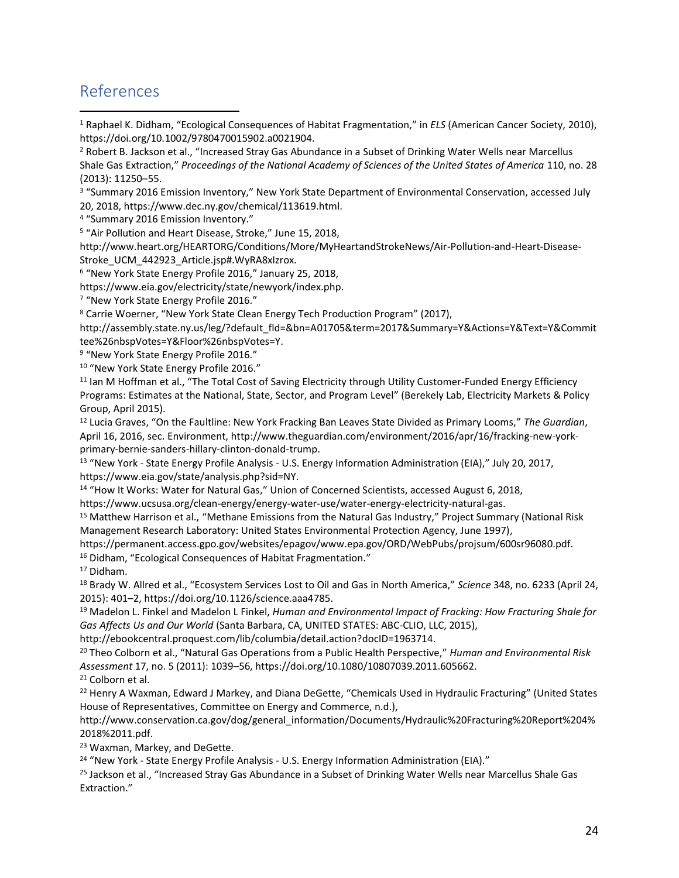## References

[1] Raphael K. Didham, "Ecological Consequences of Habitat Fragmentation," in *ELS* (American Cancer Society, 2010), https://doi.org/10.1002/9780470015902.a0021904.

[2] Robert B. Jackson et al., "Increased Stray Gas Abundance in a Subset of Drinking Water Wells near Marcellus Shale Gas Extraction," *Proceedings of the National Academy of Sciences of the United States of America* 110, no. 28 (2013): 11250–55.

[3] "Summary 2016 Emission Inventory," New York State Department of Environmental Conservation, accessed July 20, 2018, https://www.dec.ny.gov/chemical/113619.html.

[4] "Summary 2016 Emission Inventory."

[5] "Air Pollution and Heart Disease, Stroke," June 15, 2018, http://www.heart.org/HEARTORG/Conditions/More/MyHeartandStrokeNews/Air-Pollution-and-Heart-Disease-Stroke_UCM_442923_Article.jsp#.WyRA8xIzrox.

[6] "New York State Energy Profile 2016," January 25, 2018, https://www.eia.gov/electricity/state/newyork/index.php.

[7] "New York State Energy Profile 2016."

[8] Carrie Woerner, "New York State Clean Energy Tech Production Program" (2017), http://assembly.state.ny.us/leg/?default_fld=&bn=A01705&term=2017&Summary=Y&Actions=Y&Text=Y&Committee%26nbspVotes=Y&Floor%26nbspVotes=Y.

[9] "New York State Energy Profile 2016."

[10] "New York State Energy Profile 2016."

[11] Ian M Hoffman et al., "The Total Cost of Saving Electricity through Utility Customer-Funded Energy Efficiency Programs: Estimates at the National, State, Sector, and Program Level" (Berekely Lab, Electricity Markets & Policy Group, April 2015).

[12] Lucia Graves, "On the Faultline: New York Fracking Ban Leaves State Divided as Primary Looms," *The Guardian*, April 16, 2016, sec. Environment, http://www.theguardian.com/environment/2016/apr/16/fracking-new-york-primary-bernie-sanders-hillary-clinton-donald-trump.

[13] "New York - State Energy Profile Analysis - U.S. Energy Information Administration (EIA)," July 20, 2017, https://www.eia.gov/state/analysis.php?sid=NY.

[14] "How It Works: Water for Natural Gas," Union of Concerned Scientists, accessed August 6, 2018, https://www.ucsusa.org/clean-energy/energy-water-use/water-energy-electricity-natural-gas.

[15] Matthew Harrison et al., "Methane Emissions from the Natural Gas Industry," Project Summary (National Risk Management Research Laboratory: United States Environmental Protection Agency, June 1997), https://permanent.access.gpo.gov/websites/epagov/www.epa.gov/ORD/WebPubs/projsum/600sr96080.pdf.

[16] Didham, "Ecological Consequences of Habitat Fragmentation."

[17] Didham.

[18] Brady W. Allred et al., "Ecosystem Services Lost to Oil and Gas in North America," *Science* 348, no. 6233 (April 24, 2015): 401–2, https://doi.org/10.1126/science.aaa4785.

[19] Madelon L. Finkel and Madelon L Finkel, *Human and Environmental Impact of Fracking: How Fracturing Shale for Gas Affects Us and Our World* (Santa Barbara, CA, UNITED STATES: ABC-CLIO, LLC, 2015), http://ebookcentral.proquest.com/lib/columbia/detail.action?docID=1963714.

[20] Theo Colborn et al., "Natural Gas Operations from a Public Health Perspective," *Human and Environmental Risk Assessment* 17, no. 5 (2011): 1039–56, https://doi.org/10.1080/10807039.2011.605662.

[21] Colborn et al.

[22] Henry A Waxman, Edward J Markey, and Diana DeGette, "Chemicals Used in Hydraulic Fracturing" (United States House of Representatives, Committee on Energy and Commerce, n.d.), http://www.conservation.ca.gov/dog/general_information/Documents/Hydraulic%20Fracturing%20Report%204%2018%2011.pdf.

[23] Waxman, Markey, and DeGette.

[24] "New York - State Energy Profile Analysis - U.S. Energy Information Administration (EIA)."

[25] Jackson et al., "Increased Stray Gas Abundance in a Subset of Drinking Water Wells near Marcellus Shale Gas Extraction."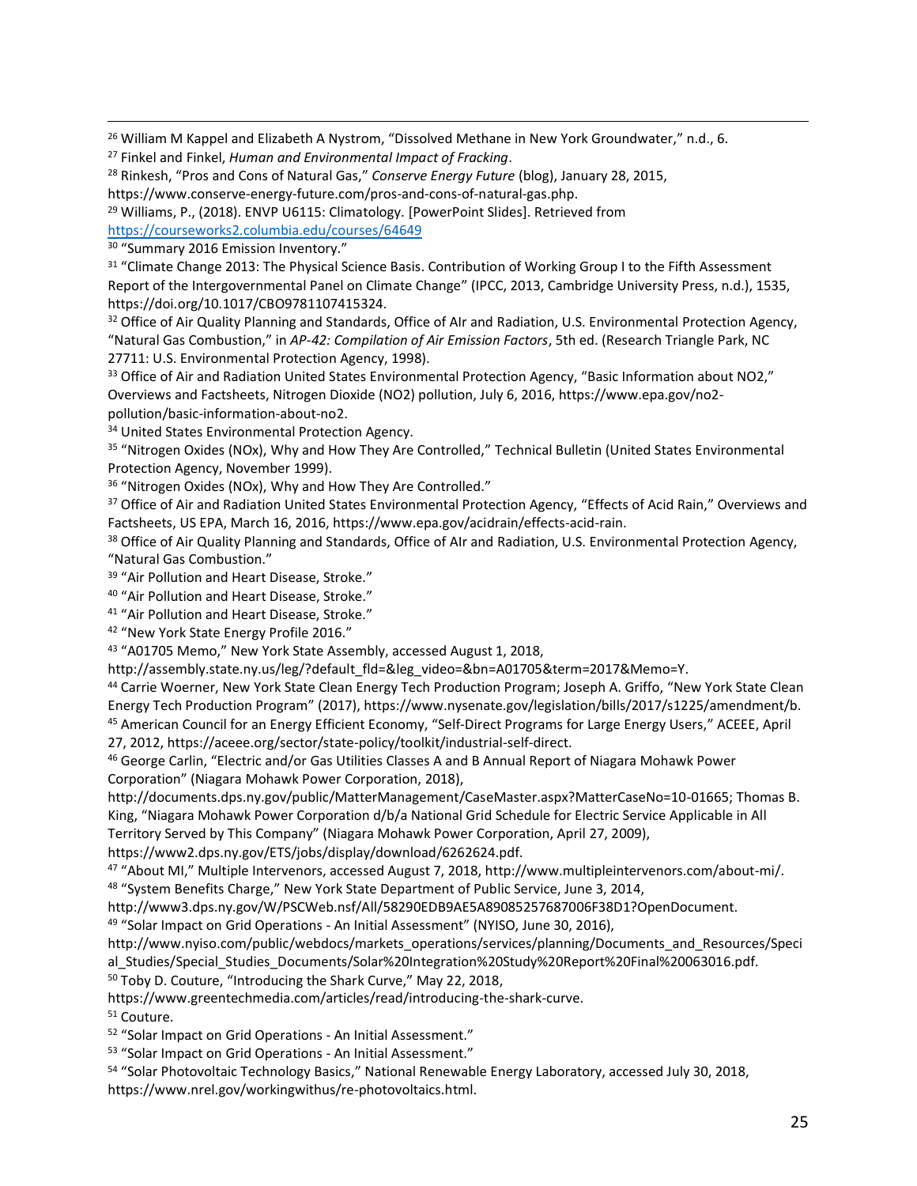[26] William M Kappel and Elizabeth A Nystrom, "Dissolved Methane in New York Groundwater," n.d., 6.

[27] Finkel and Finkel, *Human and Environmental Impact of Fracking*.

[28] Rinkesh, "Pros and Cons of Natural Gas," *Conserve Energy Future* (blog), January 28, 2015, https://www.conserve-energy-future.com/pros-and-cons-of-natural-gas.php.

[29] Williams, P., (2018). ENVP U6115: Climatology. [PowerPoint Slides]. Retrieved from https://courseworks2.columbia.edu/courses/64649

[30] "Summary 2016 Emission Inventory."

[31] "Climate Change 2013: The Physical Science Basis. Contribution of Working Group I to the Fifth Assessment Report of the Intergovernmental Panel on Climate Change" (IPCC, 2013, Cambridge University Press, n.d.), 1535, https://doi.org/10.1017/CBO9781107415324.

[32] Office of Air Quality Planning and Standards, Office of AIr and Radiation, U.S. Environmental Protection Agency, "Natural Gas Combustion," in *AP-42: Compilation of Air Emission Factors*, 5th ed. (Research Triangle Park, NC 27711: U.S. Environmental Protection Agency, 1998).

[33] Office of Air and Radiation United States Environmental Protection Agency, "Basic Information about NO2," Overviews and Factsheets, Nitrogen Dioxide (NO2) pollution, July 6, 2016, https://www.epa.gov/no2-pollution/basic-information-about-no2.

[34] United States Environmental Protection Agency.

[35] "Nitrogen Oxides (NOx), Why and How They Are Controlled," Technical Bulletin (United States Environmental Protection Agency, November 1999).

[36] "Nitrogen Oxides (NOx), Why and How They Are Controlled."

[37] Office of Air and Radiation United States Environmental Protection Agency, "Effects of Acid Rain," Overviews and Factsheets, US EPA, March 16, 2016, https://www.epa.gov/acidrain/effects-acid-rain.

[38] Office of Air Quality Planning and Standards, Office of AIr and Radiation, U.S. Environmental Protection Agency, "Natural Gas Combustion."

[39] "Air Pollution and Heart Disease, Stroke."

[40] "Air Pollution and Heart Disease, Stroke."

[41] "Air Pollution and Heart Disease, Stroke."

[42] "New York State Energy Profile 2016."

[43] "A01705 Memo," New York State Assembly, accessed August 1, 2018, http://assembly.state.ny.us/leg/?default_fld=&leg_video=&bn=A01705&term=2017&Memo=Y.

[44] Carrie Woerner, New York State Clean Energy Tech Production Program; Joseph A. Griffo, "New York State Clean Energy Tech Production Program" (2017), https://www.nysenate.gov/legislation/bills/2017/s1225/amendment/b.

[45] American Council for an Energy Efficient Economy, "Self-Direct Programs for Large Energy Users," ACEEE, April 27, 2012, https://aceee.org/sector/state-policy/toolkit/industrial-self-direct.

[46] George Carlin, "Electric and/or Gas Utilities Classes A and B Annual Report of Niagara Mohawk Power Corporation" (Niagara Mohawk Power Corporation, 2018), http://documents.dps.ny.gov/public/MatterManagement/CaseMaster.aspx?MatterCaseNo=10-01665; Thomas B. King, "Niagara Mohawk Power Corporation d/b/a National Grid Schedule for Electric Service Applicable in All Territory Served by This Company" (Niagara Mohawk Power Corporation, April 27, 2009), https://www2.dps.ny.gov/ETS/jobs/display/download/6262624.pdf.

[47] "About MI," Multiple Intervenors, accessed August 7, 2018, http://www.multipleintervenors.com/about-mi/.

[48] "System Benefits Charge," New York State Department of Public Service, June 3, 2014, http://www3.dps.ny.gov/W/PSCWeb.nsf/All/58290EDB9AE5A89085257687006F38D1?OpenDocument.

[49] "Solar Impact on Grid Operations - An Initial Assessment" (NYISO, June 30, 2016), http://www.nyiso.com/public/webdocs/markets_operations/services/planning/Documents_and_Resources/Special_Studies/Special_Studies_Documents/Solar%20Integration%20Study%20Report%20Final%20063016.pdf.

[50] Toby D. Couture, "Introducing the Shark Curve," May 22, 2018, https://www.greentechmedia.com/articles/read/introducing-the-shark-curve.

[51] Couture.

[52] "Solar Impact on Grid Operations - An Initial Assessment."

[53] "Solar Impact on Grid Operations - An Initial Assessment."

[54] "Solar Photovoltaic Technology Basics," National Renewable Energy Laboratory, accessed July 30, 2018, https://www.nrel.gov/workingwithus/re-photovoltaics.html.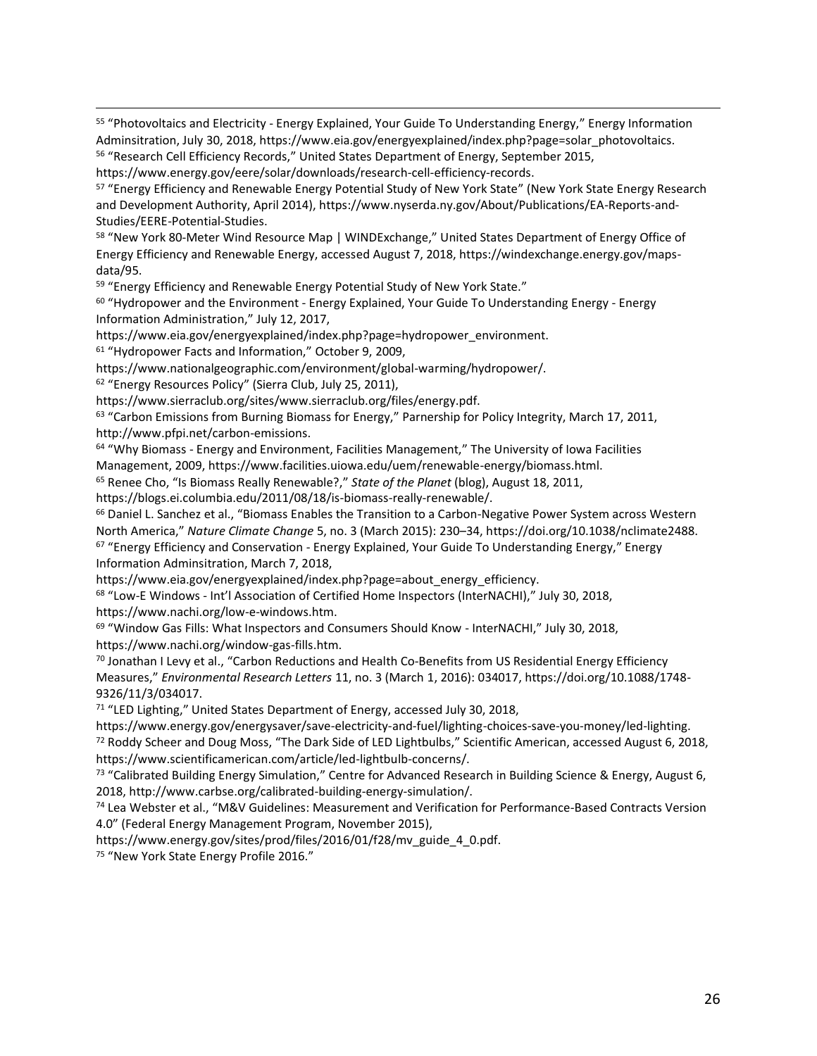[55] "Photovoltaics and Electricity - Energy Explained, Your Guide To Understanding Energy," Energy Information Adminsitration, July 30, 2018, https://www.eia.gov/energyexplained/index.php?page=solar_photovoltaics.

[56] "Research Cell Efficiency Records," United States Department of Energy, September 2015, https://www.energy.gov/eere/solar/downloads/research-cell-efficiency-records.

[57] "Energy Efficiency and Renewable Energy Potential Study of New York State" (New York State Energy Research and Development Authority, April 2014), https://www.nyserda.ny.gov/About/Publications/EA-Reports-and-Studies/EERE-Potential-Studies.

[58] "New York 80-Meter Wind Resource Map | WINDExchange," United States Department of Energy Office of Energy Efficiency and Renewable Energy, accessed August 7, 2018, https://windexchange.energy.gov/maps-data/95.

[59] "Energy Efficiency and Renewable Energy Potential Study of New York State."

[60] "Hydropower and the Environment - Energy Explained, Your Guide To Understanding Energy - Energy Information Administration," July 12, 2017, https://www.eia.gov/energyexplained/index.php?page=hydropower_environment.

[61] "Hydropower Facts and Information," October 9, 2009, https://www.nationalgeographic.com/environment/global-warming/hydropower/.

[62] "Energy Resources Policy" (Sierra Club, July 25, 2011), https://www.sierraclub.org/sites/www.sierraclub.org/files/energy.pdf.

[63] "Carbon Emissions from Burning Biomass for Energy," Parnership for Policy Integrity, March 17, 2011, http://www.pfpi.net/carbon-emissions.

[64] "Why Biomass - Energy and Environment, Facilities Management," The University of Iowa Facilities Management, 2009, https://www.facilities.uiowa.edu/uem/renewable-energy/biomass.html.

[65] Renee Cho, "Is Biomass Really Renewable?," *State of the Planet* (blog), August 18, 2011, https://blogs.ei.columbia.edu/2011/08/18/is-biomass-really-renewable/.

[66] Daniel L. Sanchez et al., "Biomass Enables the Transition to a Carbon-Negative Power System across Western North America," *Nature Climate Change* 5, no. 3 (March 2015): 230–34, https://doi.org/10.1038/nclimate2488.

[67] "Energy Efficiency and Conservation - Energy Explained, Your Guide To Understanding Energy," Energy Information Adminsitration, March 7, 2018, https://www.eia.gov/energyexplained/index.php?page=about_energy_efficiency.

[68] "Low-E Windows - Int'l Association of Certified Home Inspectors (InterNACHI)," July 30, 2018, https://www.nachi.org/low-e-windows.htm.

[69] "Window Gas Fills: What Inspectors and Consumers Should Know - InterNACHI," July 30, 2018, https://www.nachi.org/window-gas-fills.htm.

[70] Jonathan I Levy et al., "Carbon Reductions and Health Co-Benefits from US Residential Energy Efficiency Measures," *Environmental Research Letters* 11, no. 3 (March 1, 2016): 034017, https://doi.org/10.1088/1748-9326/11/3/034017.

[71] "LED Lighting," United States Department of Energy, accessed July 30, 2018, https://www.energy.gov/energysaver/save-electricity-and-fuel/lighting-choices-save-you-money/led-lighting.

[72] Roddy Scheer and Doug Moss, "The Dark Side of LED Lightbulbs," Scientific American, accessed August 6, 2018, https://www.scientificamerican.com/article/led-lightbulb-concerns/.

[73] "Calibrated Building Energy Simulation," Centre for Advanced Research in Building Science & Energy, August 6, 2018, http://www.carbse.org/calibrated-building-energy-simulation/.

[74] Lea Webster et al., "M&V Guidelines: Measurement and Verification for Performance-Based Contracts Version 4.0" (Federal Energy Management Program, November 2015), https://www.energy.gov/sites/prod/files/2016/01/f28/mv_guide_4_0.pdf.

[75] "New York State Energy Profile 2016."